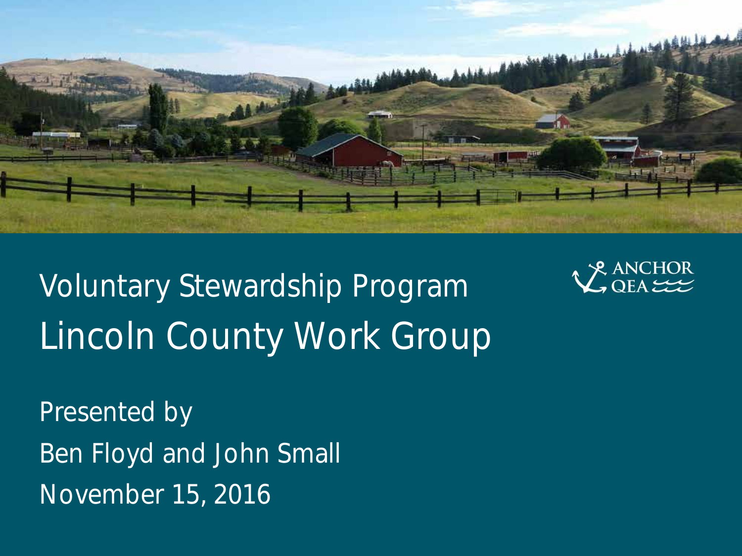# Voluntary Stewardship Program

## Lincoln County Work Group

ANCHOR QEA

Presented by

Ben Floyd and John Small

November 15, 2016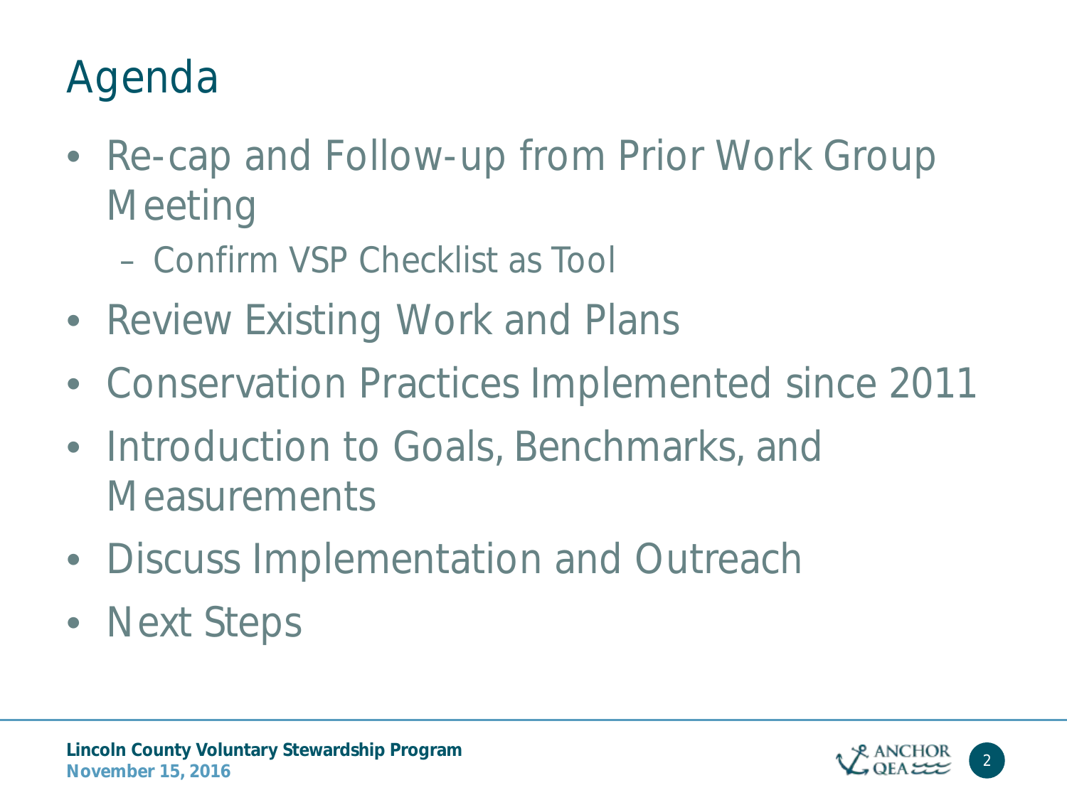# Agenda

- Re-cap and Follow-up from Prior Work Group Meeting
  - Confirm VSP Checklist as Tool
- Review Existing Work and Plans
- Conservation Practices Implemented since 2011
- Introduction to Goals, Benchmarks, and Measurements
- Discuss Implementation and Outreach
- Next Steps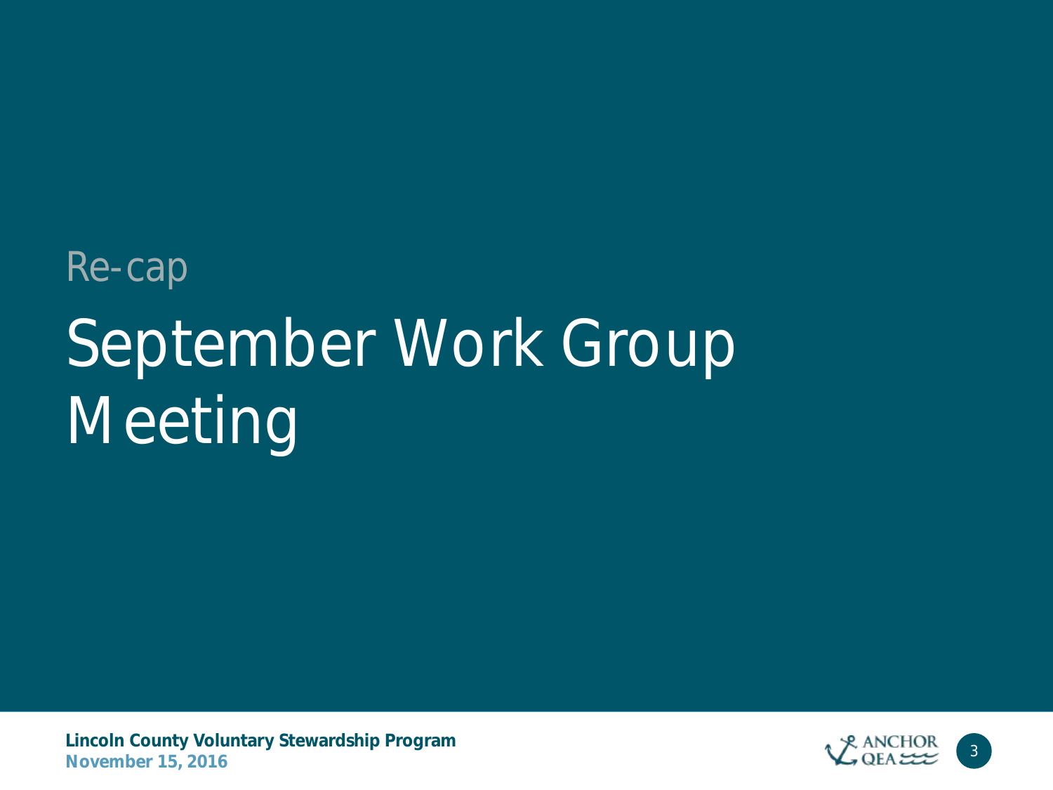Re-cap

# September Work Group Meeting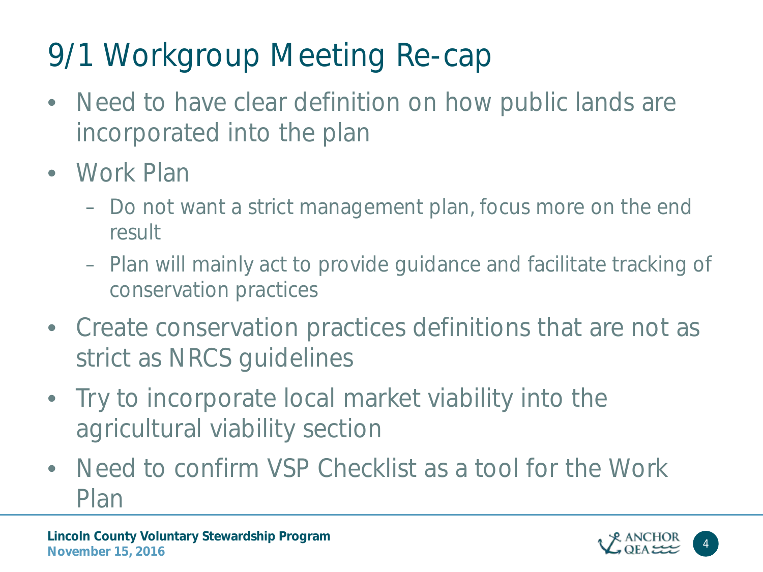# 9/1 Workgroup Meeting Re-cap

- Need to have clear definition on how public lands are incorporated into the plan
- Work Plan
  - Do not want a strict management plan, focus more on the end result
  - Plan will mainly act to provide guidance and facilitate tracking of conservation practices
- Create conservation practices definitions that are not as strict as NRCS guidelines
- Try to incorporate local market viability into the agricultural viability section
- Need to confirm VSP Checklist as a tool for the Work Plan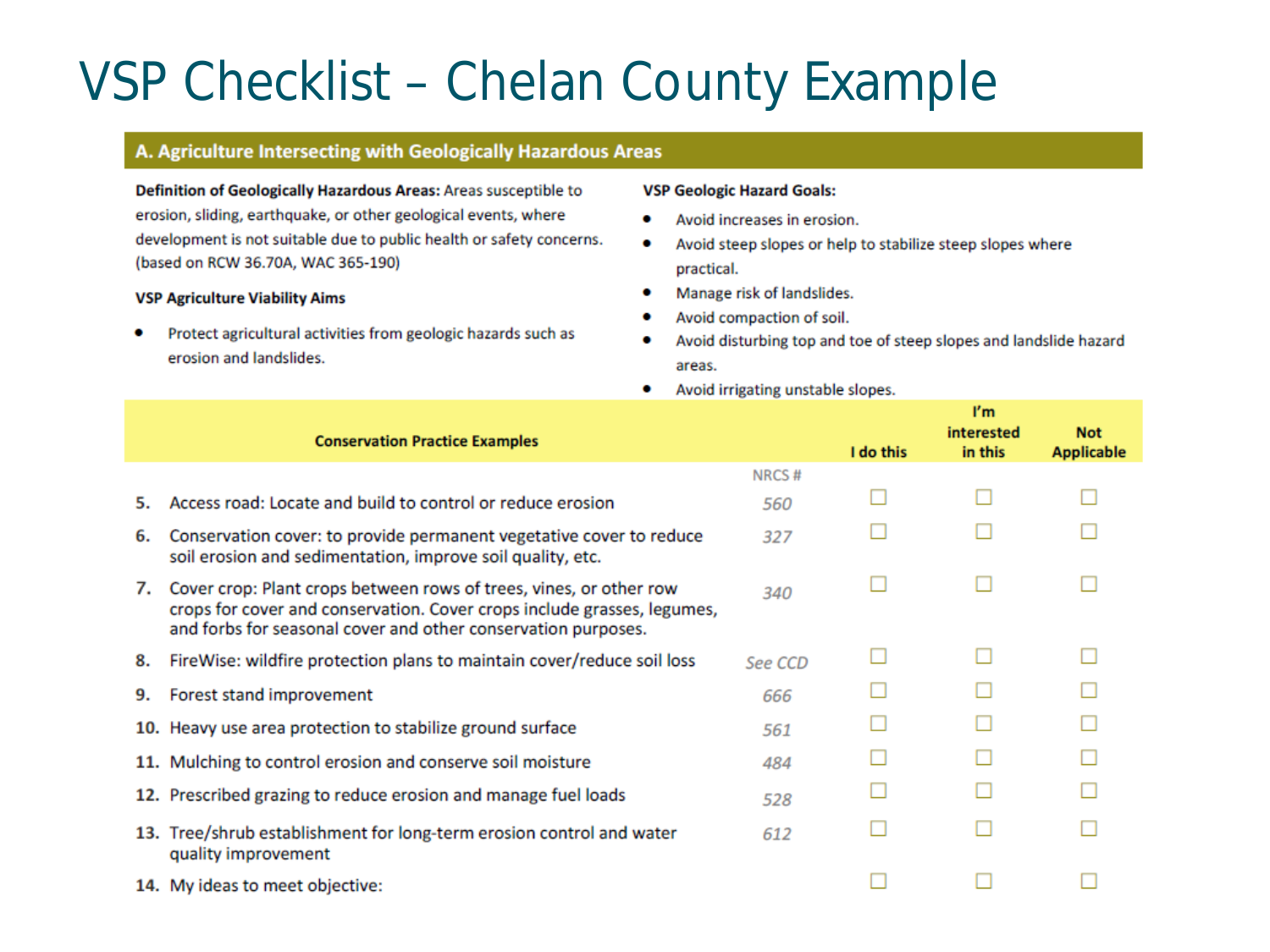# VSP Checklist – Chelan County Example

## A. Agriculture Intersecting with Geologically Hazardous Areas

**Definition of Geologically Hazardous Areas:** Areas susceptible to erosion, sliding, earthquake, or other geological events, where development is not suitable due to public health or safety concerns. (based on RCW 36.70A, WAC 365-190)

**VSP Agriculture Viability Aims**

- Protect agricultural activities from geologic hazards such as erosion and landslides.

**VSP Geologic Hazard Goals:**

- Avoid increases in erosion.
- Avoid steep slopes or help to stabilize steep slopes where practical.
- Manage risk of landslides.
- Avoid compaction of soil.
- Avoid disturbing top and toe of steep slopes and landslide hazard areas.
- Avoid irrigating unstable slopes.

| Conservation Practice Examples | NRCS # | I do this | I'm interested in this | Not Applicable |
|---|---|---|---|---|
| 5. Access road: Locate and build to control or reduce erosion | *560* | ☐ | ☐ | ☐ |
| 6. Conservation cover: to provide permanent vegetative cover to reduce soil erosion and sedimentation, improve soil quality, etc. | *327* | ☐ | ☐ | ☐ |
| 7. Cover crop: Plant crops between rows of trees, vines, or other row crops for cover and conservation. Cover crops include grasses, legumes, and forbs for seasonal cover and other conservation purposes. | *340* | ☐ | ☐ | ☐ |
| 8. FireWise: wildfire protection plans to maintain cover/reduce soil loss | *See CCD* | ☐ | ☐ | ☐ |
| 9. Forest stand improvement | *666* | ☐ | ☐ | ☐ |
| 10. Heavy use area protection to stabilize ground surface | *561* | ☐ | ☐ | ☐ |
| 11. Mulching to control erosion and conserve soil moisture | *484* | ☐ | ☐ | ☐ |
| 12. Prescribed grazing to reduce erosion and manage fuel loads | *528* | ☐ | ☐ | ☐ |
| 13. Tree/shrub establishment for long-term erosion control and water quality improvement | *612* | ☐ | ☐ | ☐ |
| 14. My ideas to meet objective: | | ☐ | ☐ | ☐ |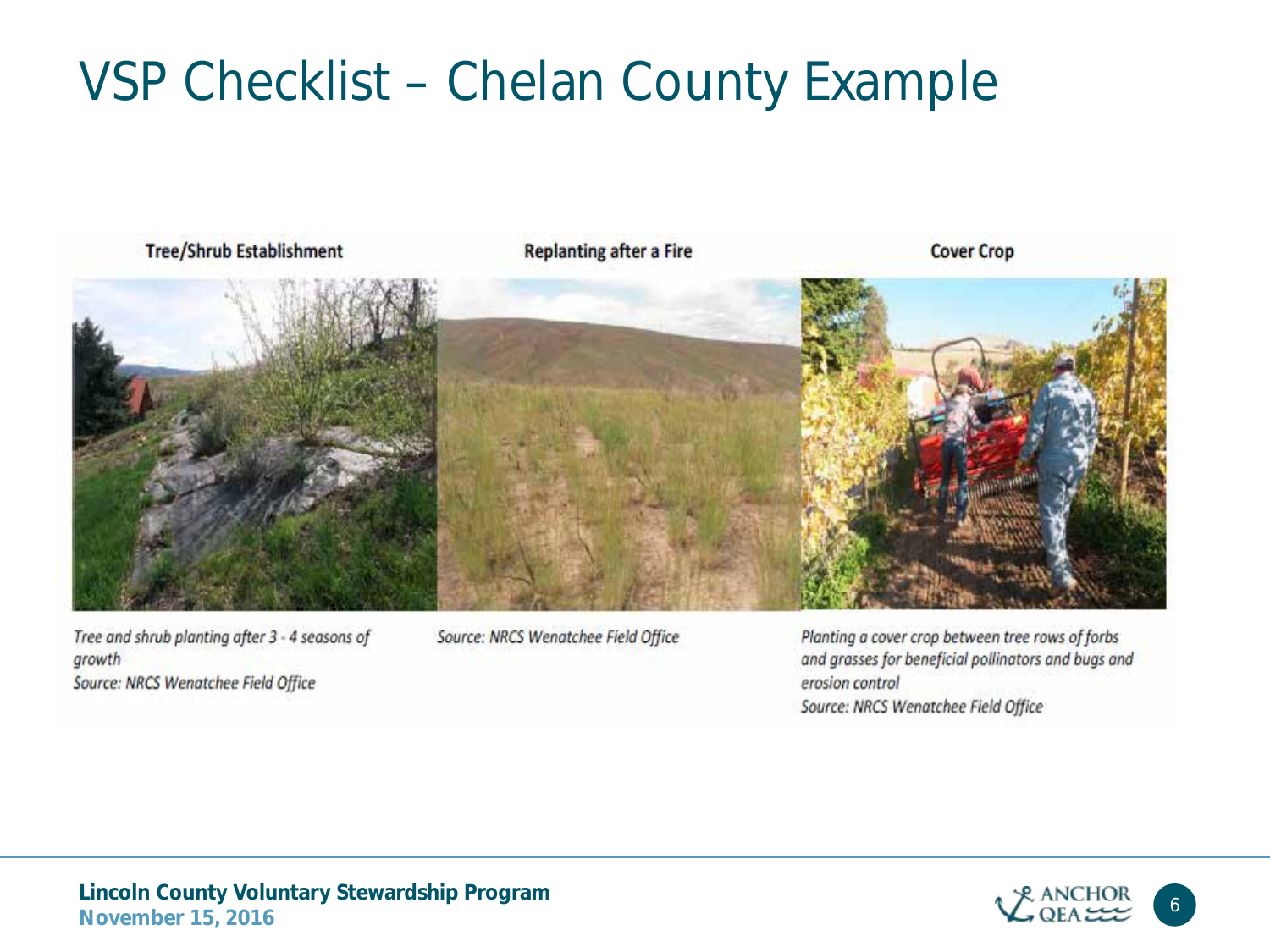# VSP Checklist – Chelan County Example

| Tree/Shrub Establishment | Replanting after a Fire | Cover Crop |
| --- | --- | --- |
| *Tree and shrub planting after 3 - 4 seasons of growth*<br>*Source: NRCS Wenatchee Field Office* | *Source: NRCS Wenatchee Field Office* | *Planting a cover crop between tree rows of forbs and grasses for beneficial pollinators and bugs and erosion control*<br>*Source: NRCS Wenatchee Field Office* |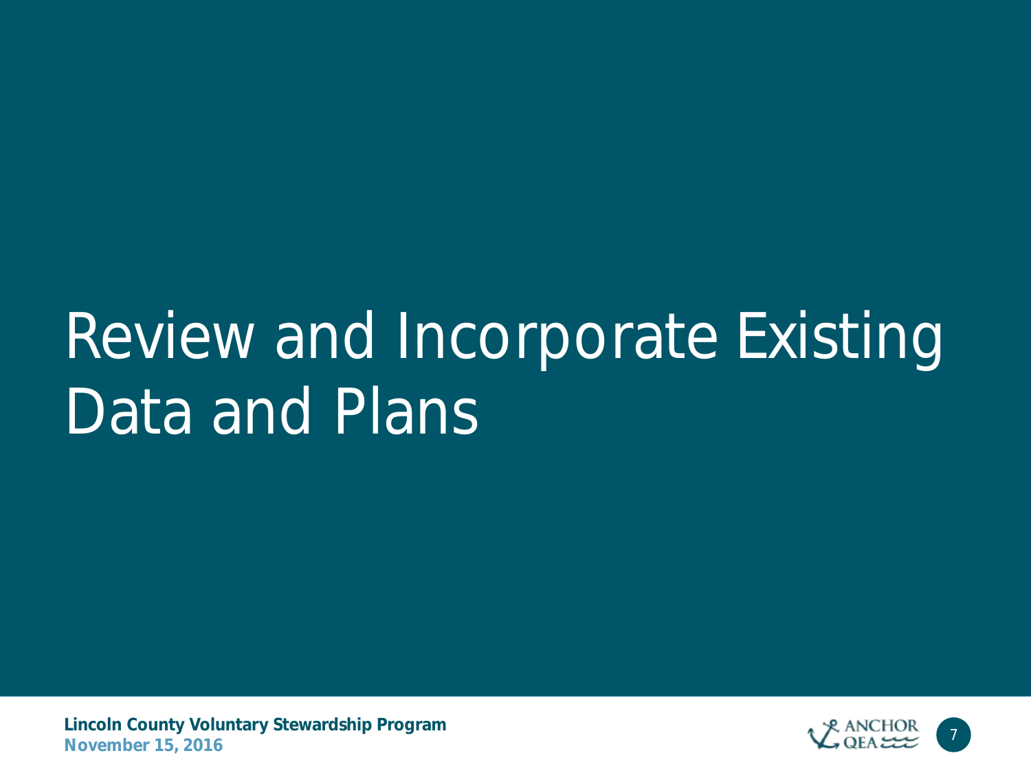# Review and Incorporate Existing Data and Plans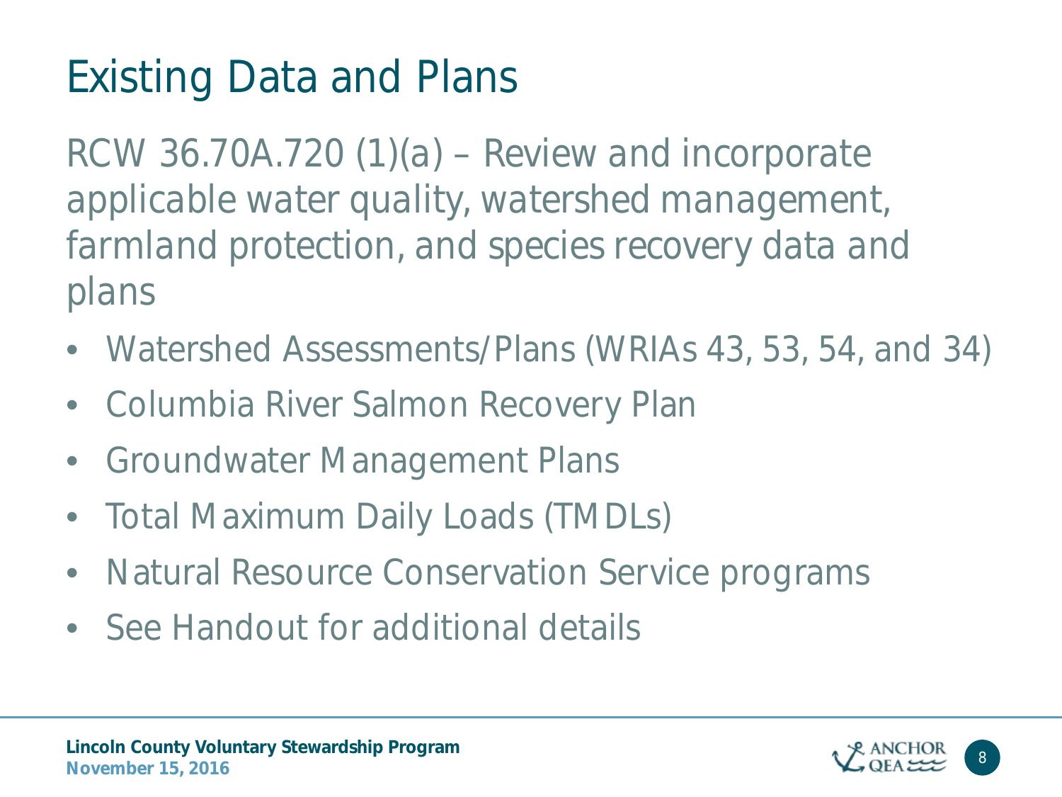# Existing Data and Plans

RCW 36.70A.720 (1)(a) – Review and incorporate applicable water quality, watershed management, farmland protection, and species recovery data and plans

- Watershed Assessments/Plans (WRIAs 43, 53, 54, and 34)
- Columbia River Salmon Recovery Plan
- Groundwater Management Plans
- Total Maximum Daily Loads (TMDLs)
- Natural Resource Conservation Service programs
- See Handout for additional details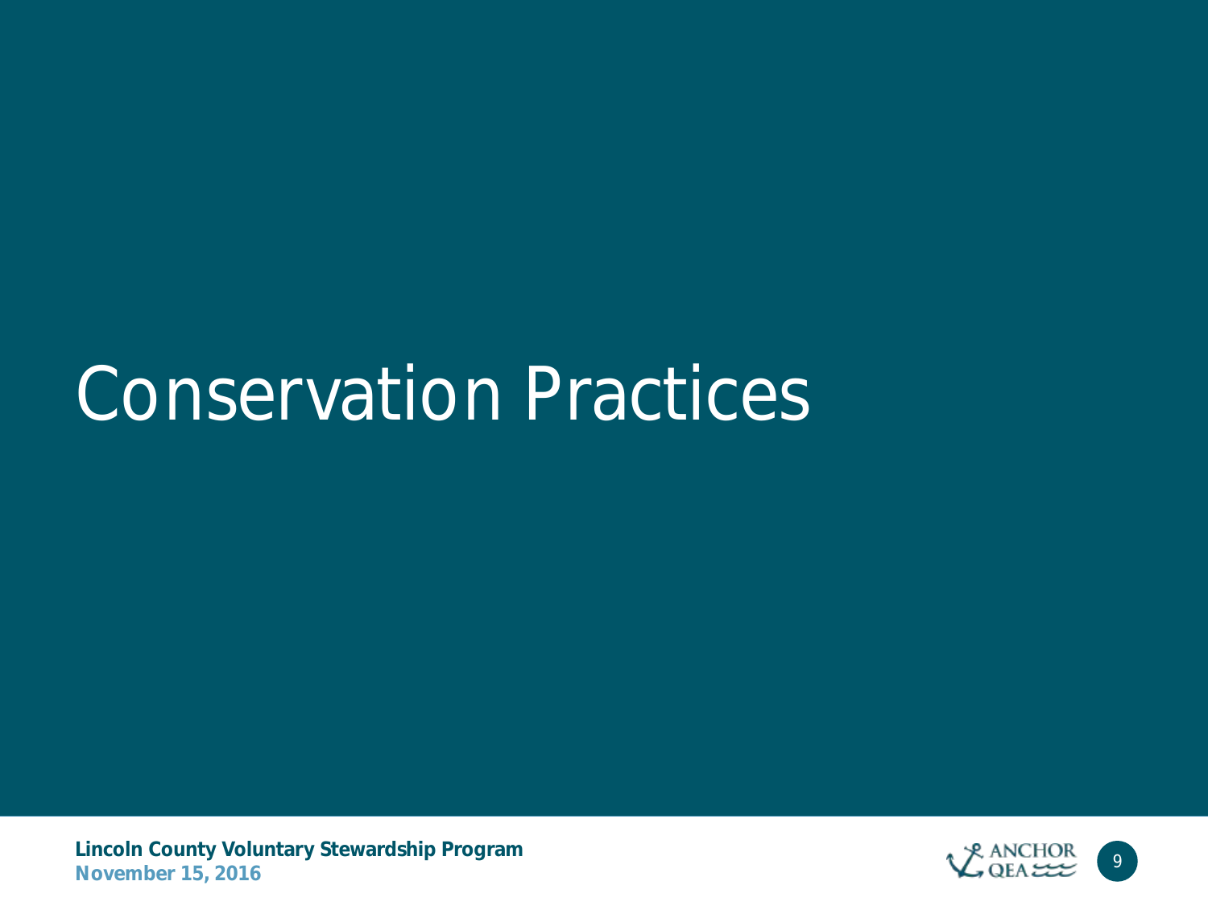# Conservation Practices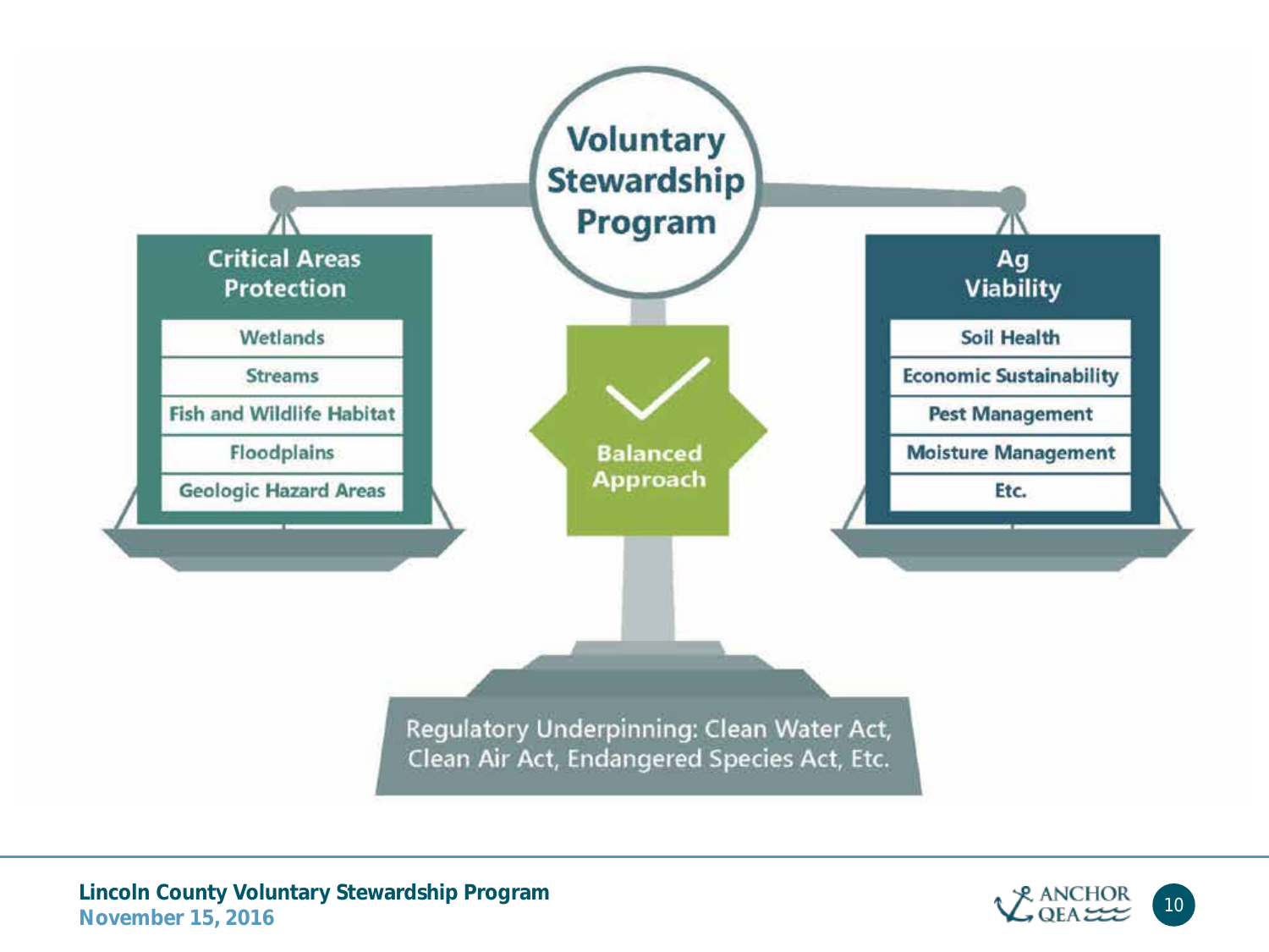# Voluntary Stewardship Program

**Critical Areas Protection**

- Wetlands
- Streams
- Fish and Wildlife Habitat
- Floodplains
- Geologic Hazard Areas

**Balanced Approach**

**Ag Viability**

- Soil Health
- Economic Sustainability
- Pest Management
- Moisture Management
- Etc.

Regulatory Underpinning: Clean Water Act, Clean Air Act, Endangered Species Act, Etc.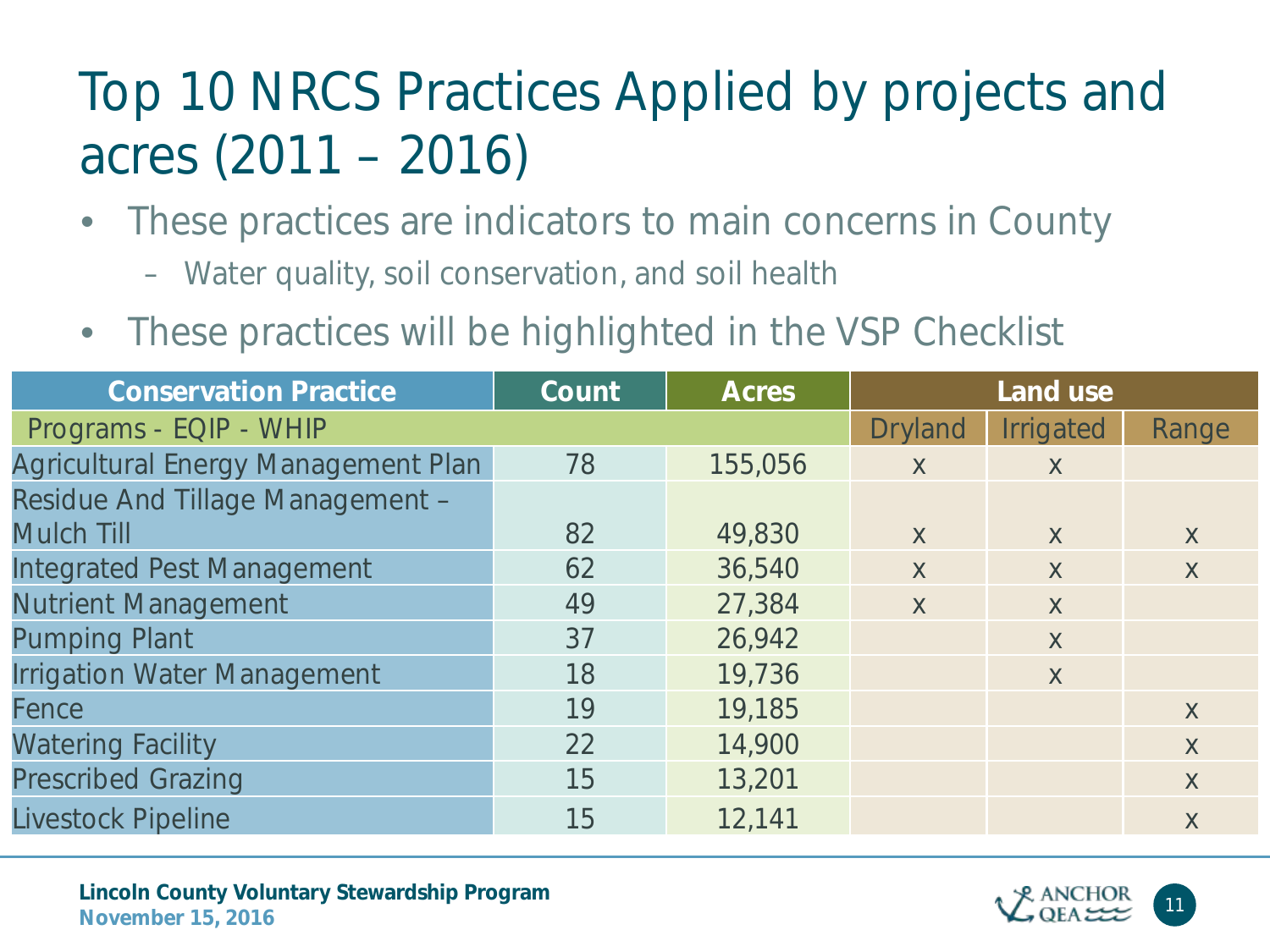# Top 10 NRCS Practices Applied by projects and acres (2011 – 2016)

- These practices are indicators to main concerns in County
  - Water quality, soil conservation, and soil health
- These practices will be highlighted in the VSP Checklist

| Conservation Practice | Count | Acres | Land use | | |
|---|---|---|---|---|---|
| Programs - EQIP - WHIP | | | Dryland | Irrigated | Range |
| Agricultural Energy Management Plan | 78 | 155,056 | x | x | |
| Residue And Tillage Management – Mulch Till | 82 | 49,830 | x | x | x |
| Integrated Pest Management | 62 | 36,540 | x | x | x |
| Nutrient Management | 49 | 27,384 | x | x | |
| Pumping Plant | 37 | 26,942 | | x | |
| Irrigation Water Management | 18 | 19,736 | | x | |
| Fence | 19 | 19,185 | | | x |
| Watering Facility | 22 | 14,900 | | | x |
| Prescribed Grazing | 15 | 13,201 | | | x |
| Livestock Pipeline | 15 | 12,141 | | | x |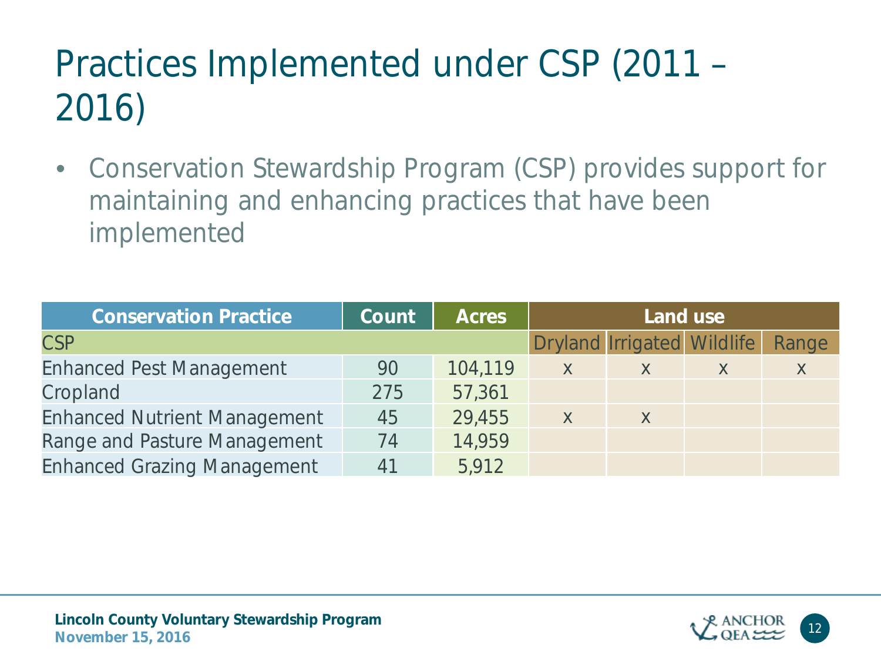# Practices Implemented under CSP (2011 – 2016)

- Conservation Stewardship Program (CSP) provides support for maintaining and enhancing practices that have been implemented

| Conservation Practice | Count | Acres | Land use | | | |
|---|---|---|---|---|---|---|
| CSP | | | Dryland | Irrigated | Wildlife | Range |
| Enhanced Pest Management | 90 | 104,119 | x | x | x | x |
| Cropland | 275 | 57,361 | | | | |
| Enhanced Nutrient Management | 45 | 29,455 | x | x | | |
| Range and Pasture Management | 74 | 14,959 | | | | |
| Enhanced Grazing Management | 41 | 5,912 | | | | |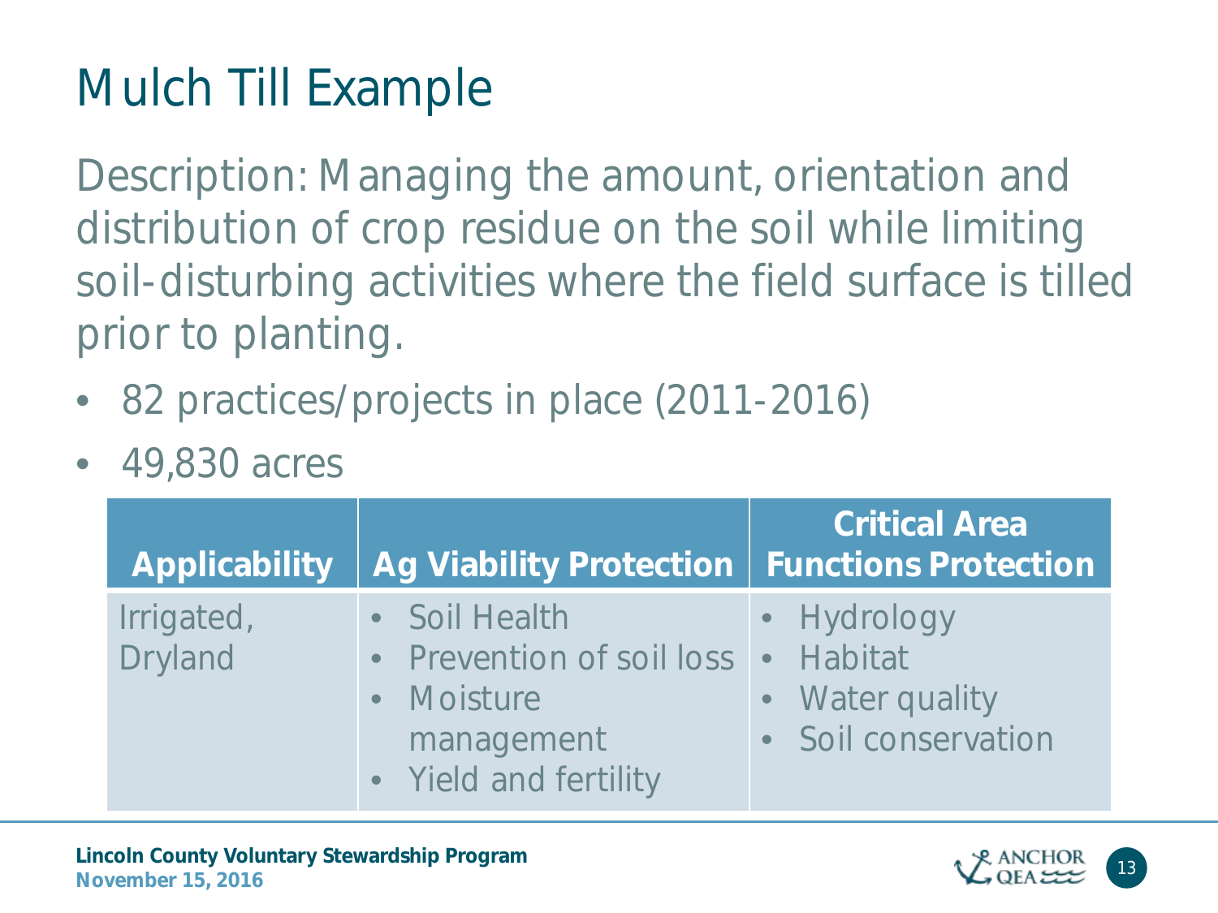# Mulch Till Example

Description: Managing the amount, orientation and distribution of crop residue on the soil while limiting soil-disturbing activities where the field surface is tilled prior to planting.

- 82 practices/projects in place (2011-2016)
- 49,830 acres

| Applicability | Ag Viability Protection | Critical Area Functions Protection |
|---|---|---|
| Irrigated, Dryland | • Soil Health<br>• Prevention of soil loss<br>• Moisture management<br>• Yield and fertility | • Hydrology<br>• Habitat<br>• Water quality<br>• Soil conservation |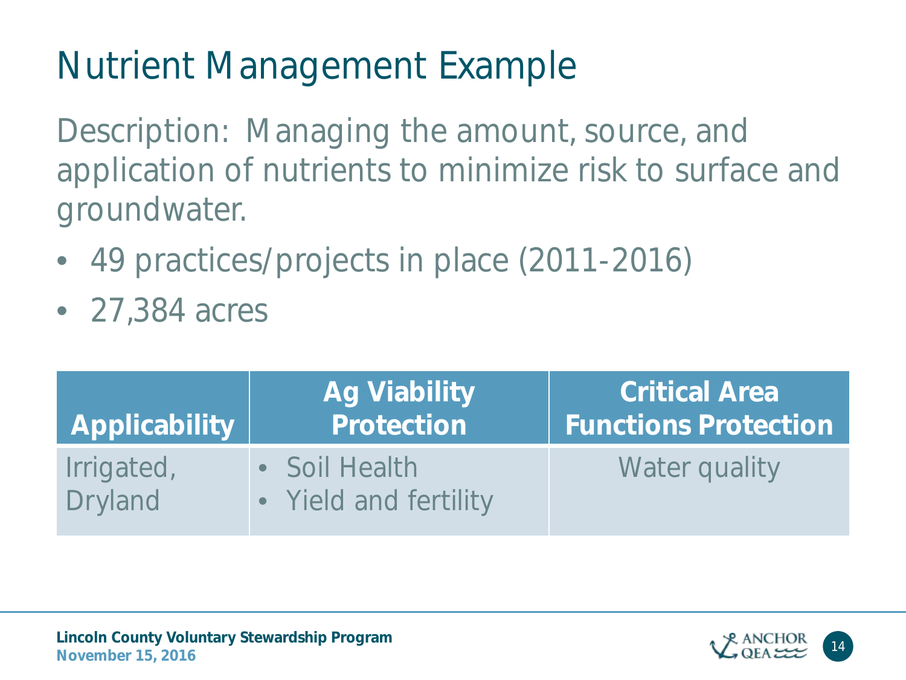# Nutrient Management Example

Description: Managing the amount, source, and application of nutrients to minimize risk to surface and groundwater.

- 49 practices/projects in place (2011-2016)
- 27,384 acres

| Applicability | Ag Viability Protection | Critical Area Functions Protection |
| --- | --- | --- |
| Irrigated, Dryland | • Soil Health<br>• Yield and fertility | Water quality |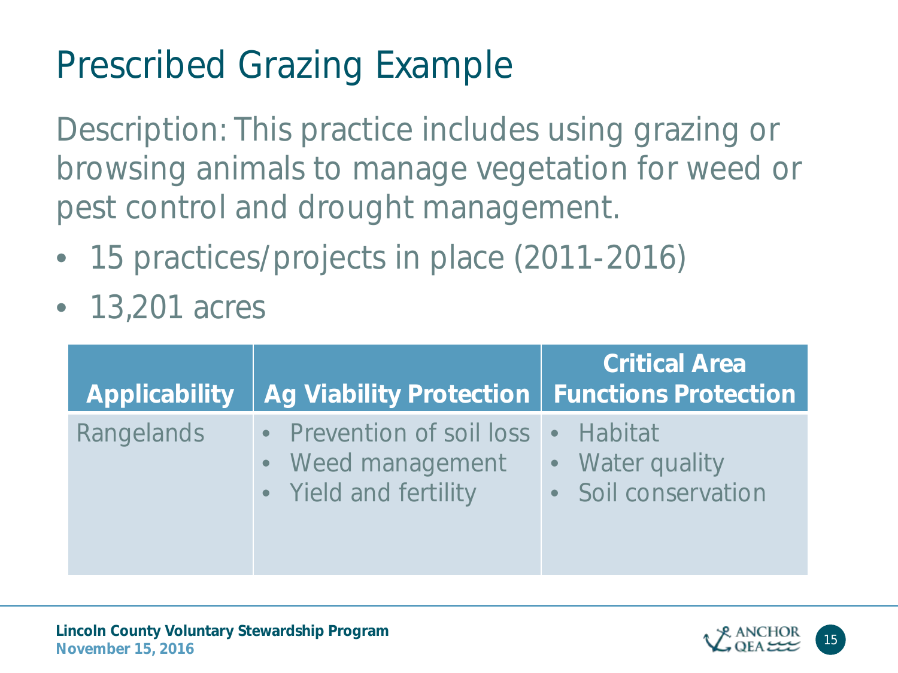# Prescribed Grazing Example

Description: This practice includes using grazing or browsing animals to manage vegetation for weed or pest control and drought management.

- 15 practices/projects in place (2011-2016)
- 13,201 acres

| Applicability | Ag Viability Protection | Critical Area Functions Protection |
|---|---|---|
| Rangelands | • Prevention of soil loss<br>• Weed management<br>• Yield and fertility | • Habitat<br>• Water quality<br>• Soil conservation |

**Lincoln County Voluntary Stewardship Program**
**November 15, 2016**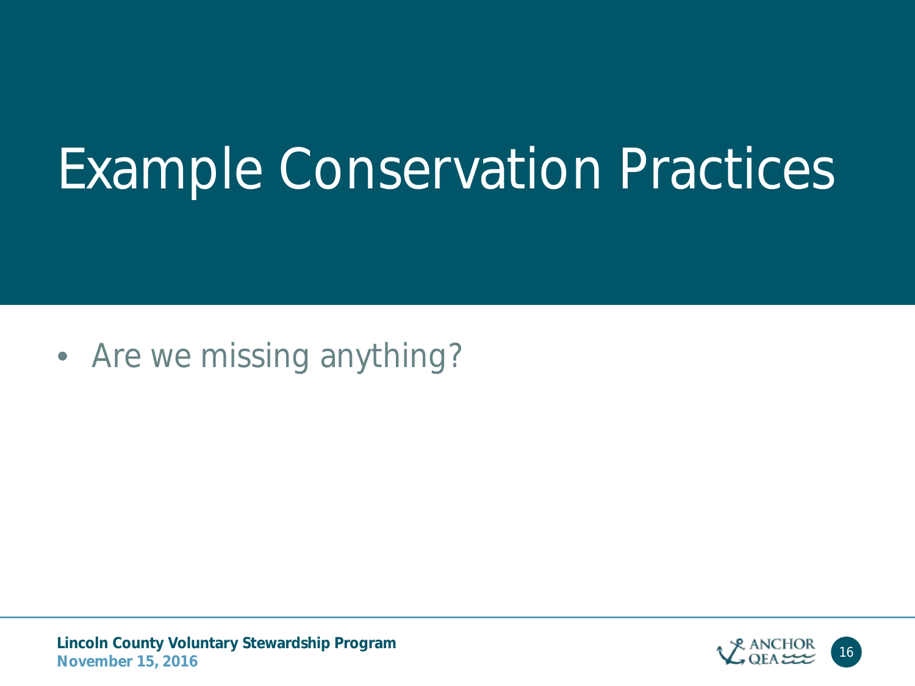# Example Conservation Practices

- Are we missing anything?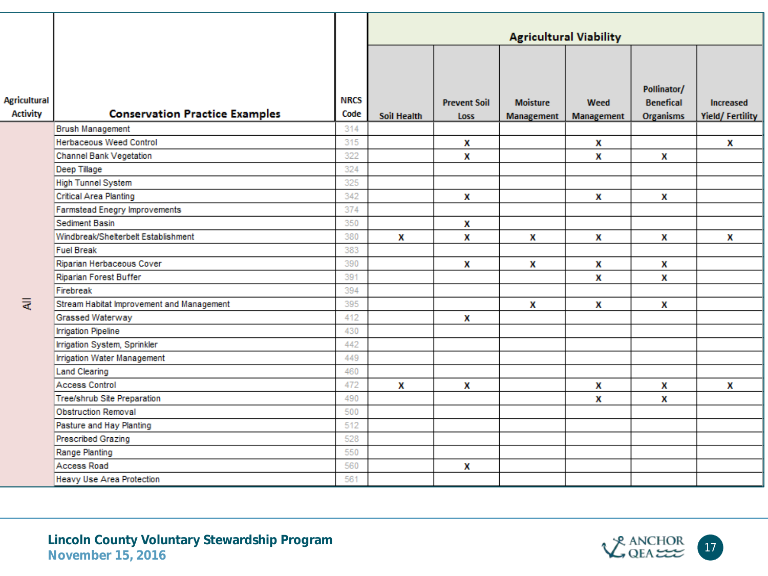| Agricultural Activity | Conservation Practice Examples | NRCS Code | Agricultural Viability | | | | | |
|---|---|---|---|---|---|---|---|---|
| | | | Soil Health | Prevent Soil Loss | Moisture Management | Weed Management | Pollinator/ Benefical Organisms | Increased Yield/ Fertility |
| All | Brush Management | 314 | | | | | | |
| | Herbaceous Weed Control | 315 | | x | | x | | x |
| | Channel Bank Vegetation | 322 | | x | | x | x | |
| | Deep Tillage | 324 | | | | | | |
| | High Tunnel System | 325 | | | | | | |
| | Critical Area Planting | 342 | | x | | x | x | |
| | Farmstead Enegry Improvements | 374 | | | | | | |
| | Sediment Basin | 350 | | x | | | | |
| | Windbreak/Shelterbelt Establishment | 380 | x | x | x | x | x | x |
| | Fuel Break | 383 | | | | | | |
| | Riparian Herbaceous Cover | 390 | | x | x | x | x | |
| | Riparian Forest Buffer | 391 | | | | x | x | |
| | Firebreak | 394 | | | | | | |
| | Stream Habitat Improvement and Management | 395 | | | x | x | x | |
| | Grassed Waterway | 412 | | x | | | | |
| | Irrigation Pipeline | 430 | | | | | | |
| | Irrigation System, Sprinkler | 442 | | | | | | |
| | Irrigation Water Management | 449 | | | | | | |
| | Land Clearing | 460 | | | | | | |
| | Access Control | 472 | x | x | | x | x | x |
| | Tree/shrub Site Preparation | 490 | | | | x | x | |
| | Obstruction Removal | 500 | | | | | | |
| | Pasture and Hay Planting | 512 | | | | | | |
| | Prescribed Grazing | 528 | | | | | | |
| | Range Planting | 550 | | | | | | |
| | Access Road | 560 | | x | | | | |
| | Heavy Use Area Protection | 561 | | | | | | |

**Lincoln County Voluntary Stewardship Program**
**November 15, 2016**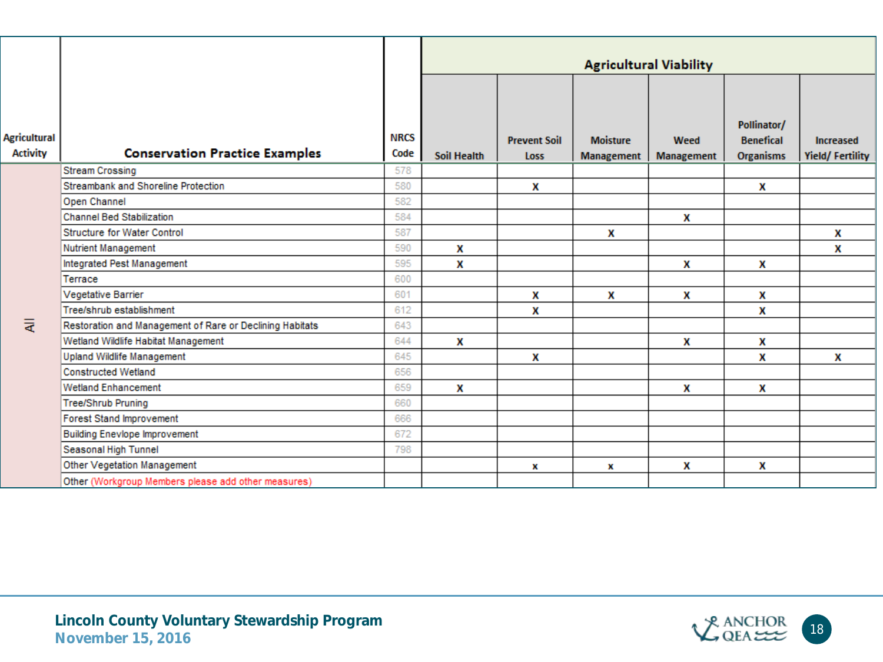| Agricultural Activity | Conservation Practice Examples | NRCS Code | Agricultural Viability | | | | | |
|---|---|---|---|---|---|---|---|---|
| | | | Soil Health | Prevent Soil Loss | Moisture Management | Weed Management | Pollinator/ Benefical Organisms | Increased Yield/ Fertility |
| All | Stream Crossing | 578 | | | | | | |
| | Streambank and Shoreline Protection | 580 | | X | | | X | |
| | Open Channel | 582 | | | | | | |
| | Channel Bed Stabilization | 584 | | | | X | | |
| | Structure for Water Control | 587 | | | X | | | X |
| | Nutrient Management | 590 | X | | | | | X |
| | Integrated Pest Management | 595 | X | | | X | X | |
| | Terrace | 600 | | | | | | |
| | Vegetative Barrier | 601 | | X | X | X | X | |
| | Tree/shrub establishment | 612 | | X | | | X | |
| | Restoration and Management of Rare or Declining Habitats | 643 | | | | | | |
| | Wetland Wildlife Habitat Management | 644 | X | | | X | X | |
| | Upland Wildlife Management | 645 | | X | | | X | X |
| | Constructed Wetland | 656 | | | | | | |
| | Wetland Enhancement | 659 | X | | | X | X | |
| | Tree/Shrub Pruning | 660 | | | | | | |
| | Forest Stand Improvement | 666 | | | | | | |
| | Building Enevlope Improvement | 672 | | | | | | |
| | Seasonal High Tunnel | 798 | | | | | | |
| | Other Vegetation Management | | | x | x | X | X | |
| | Other (Workgroup Members please add other measures) | | | | | | | |

**Lincoln County Voluntary Stewardship Program**
**November 15, 2016**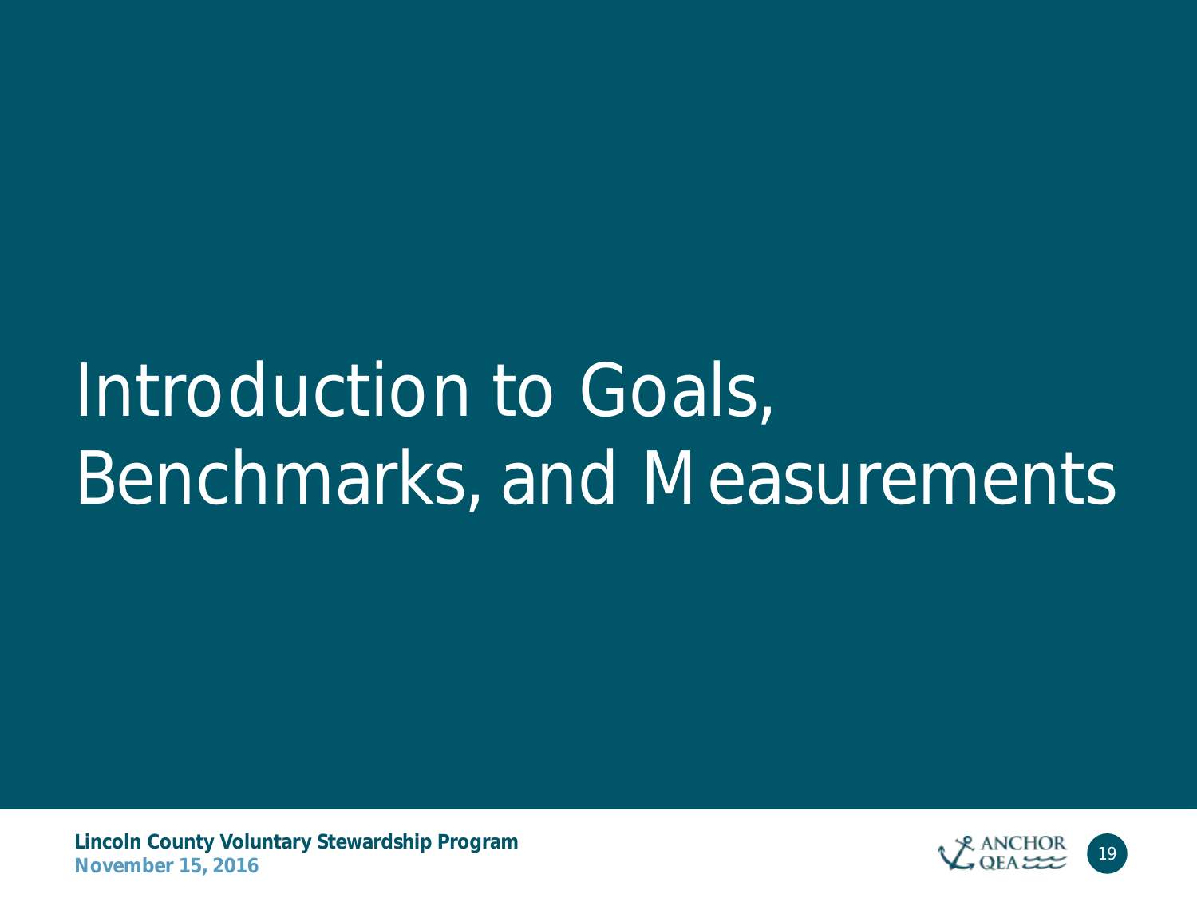# Introduction to Goals, Benchmarks, and Measurements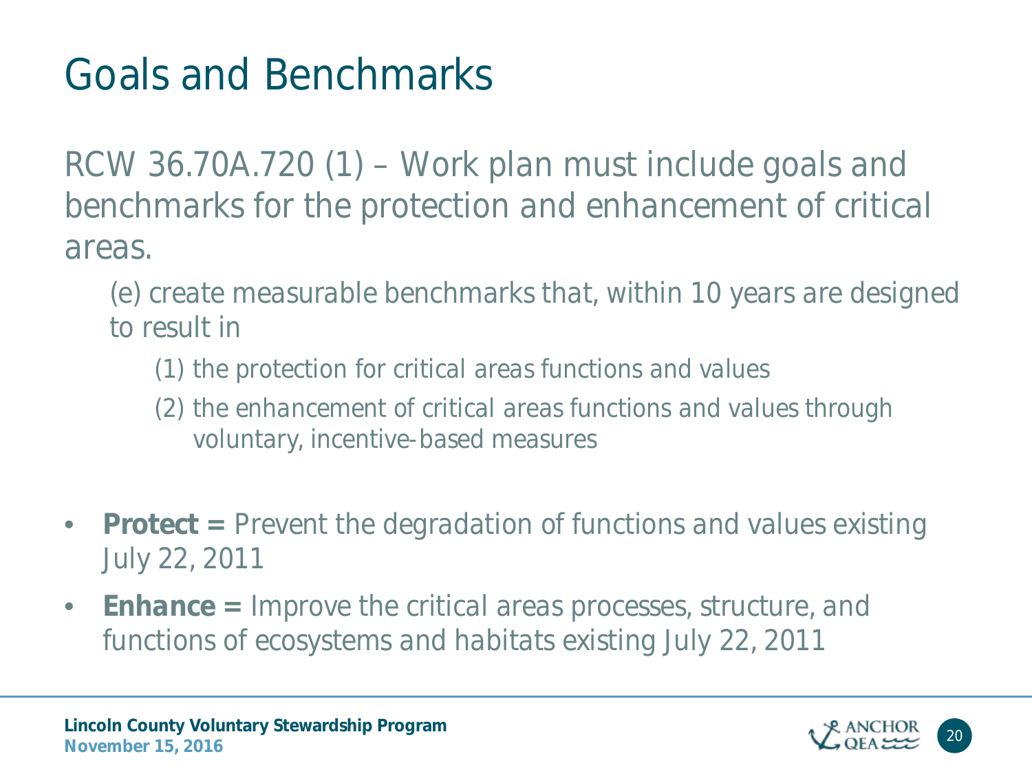# Goals and Benchmarks

RCW 36.70A.720 (1) – Work plan must include goals and benchmarks for the protection and enhancement of critical areas.

(e) create measurable benchmarks that, within 10 years are designed to result in

(1) the protection for critical areas functions and values

(2) the enhancement of critical areas functions and values through voluntary, incentive-based measures

- **Protect =** Prevent the degradation of functions and values existing July 22, 2011
- ***Enhance* =** Improve the critical areas processes, structure, and functions of ecosystems and habitats existing July 22, 2011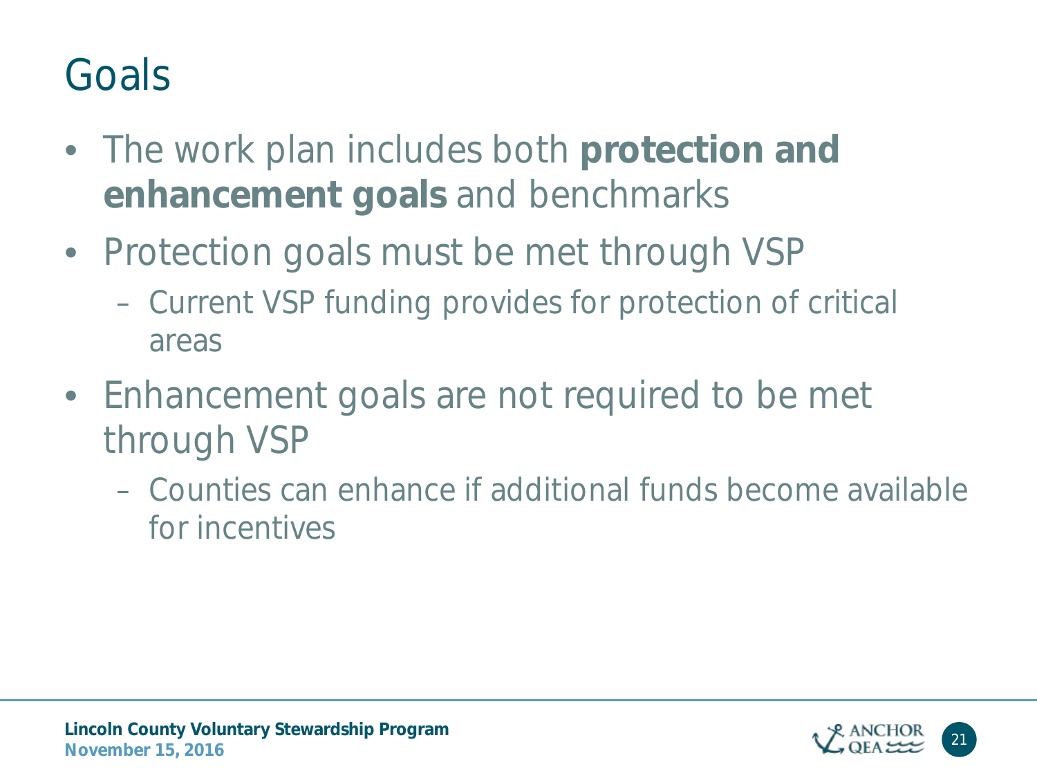# Goals

- The work plan includes both **protection and enhancement goals** and benchmarks
- Protection goals must be met through VSP
  - Current VSP funding provides for protection of critical areas
- Enhancement goals are not required to be met through VSP
  - Counties can enhance if additional funds become available for incentives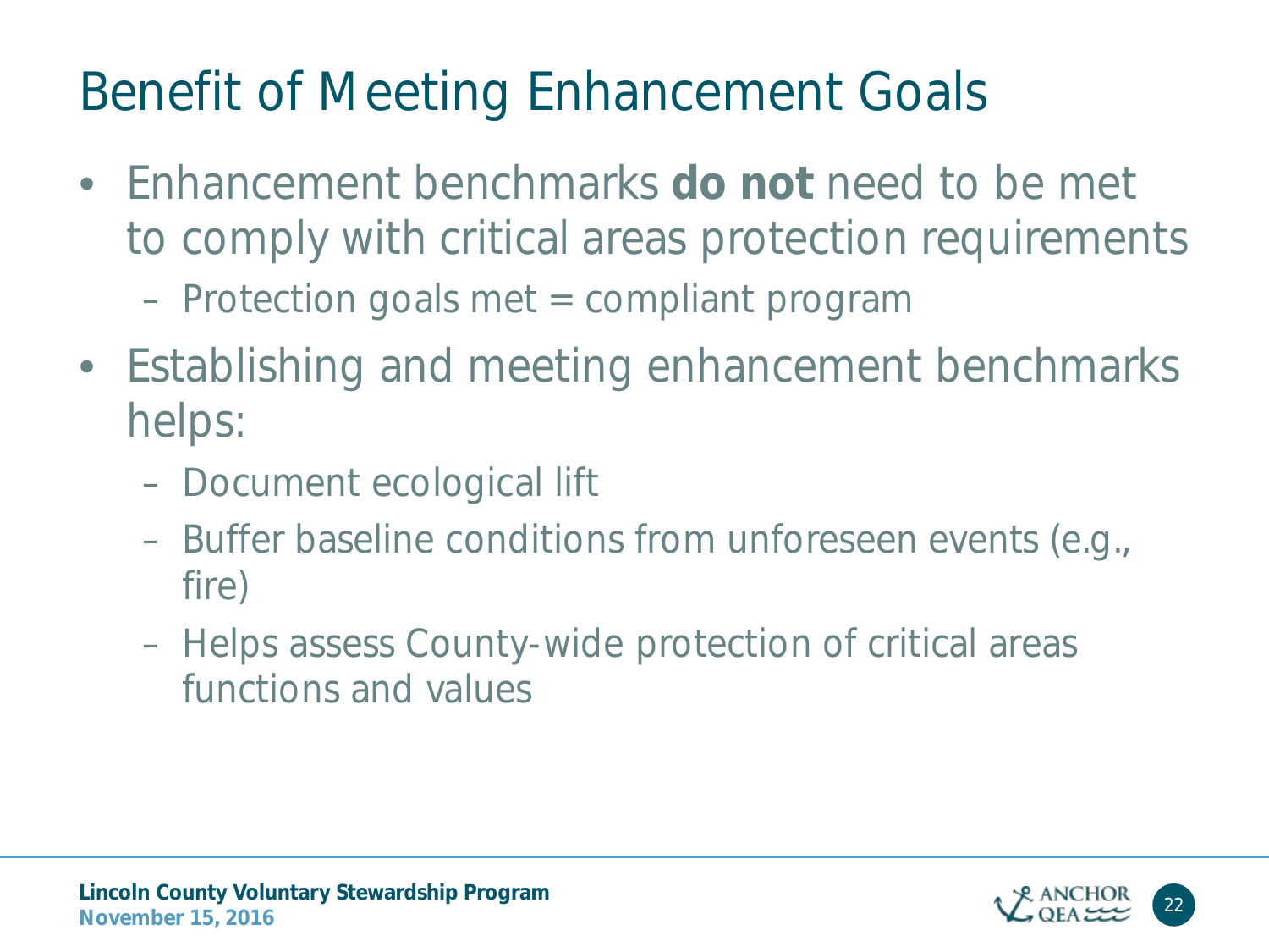# Benefit of Meeting Enhancement Goals

- Enhancement benchmarks **do not** need to be met to comply with critical areas protection requirements
  - Protection goals met = compliant program
- Establishing and meeting enhancement benchmarks helps:
  - Document ecological lift
  - Buffer baseline conditions from unforeseen events (e.g., fire)
  - Helps assess County-wide protection of critical areas functions and values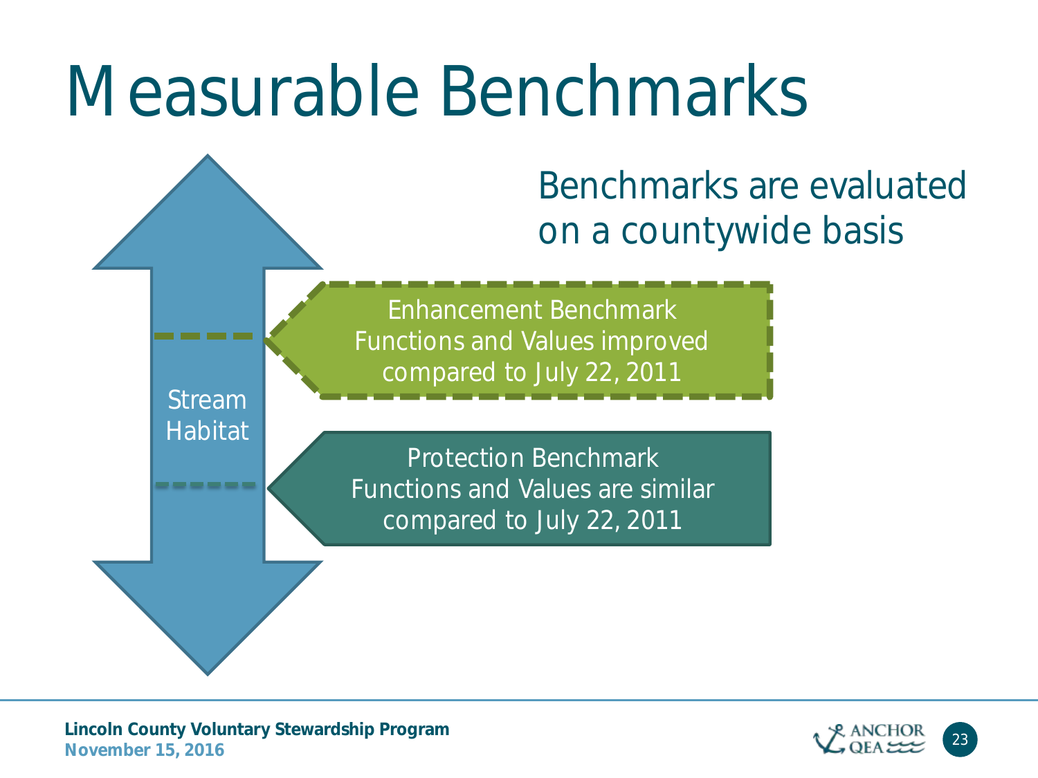# Measurable Benchmarks

Benchmarks are evaluated on a countywide basis

Stream Habitat

Enhancement Benchmark
Functions and Values improved compared to July 22, 2011

Protection Benchmark
Functions and Values are similar compared to July 22, 2011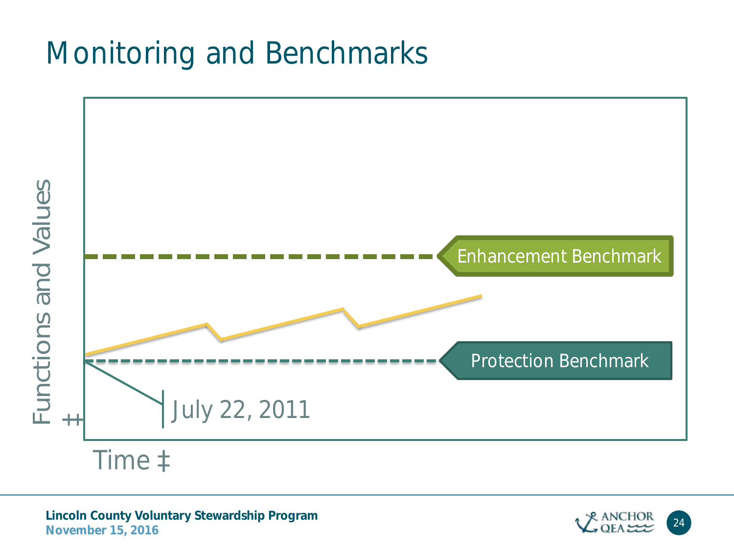# Monitoring and Benchmarks

Functions and Values ‡

Enhancement Benchmark

Protection Benchmark

July 22, 2011

Time ‡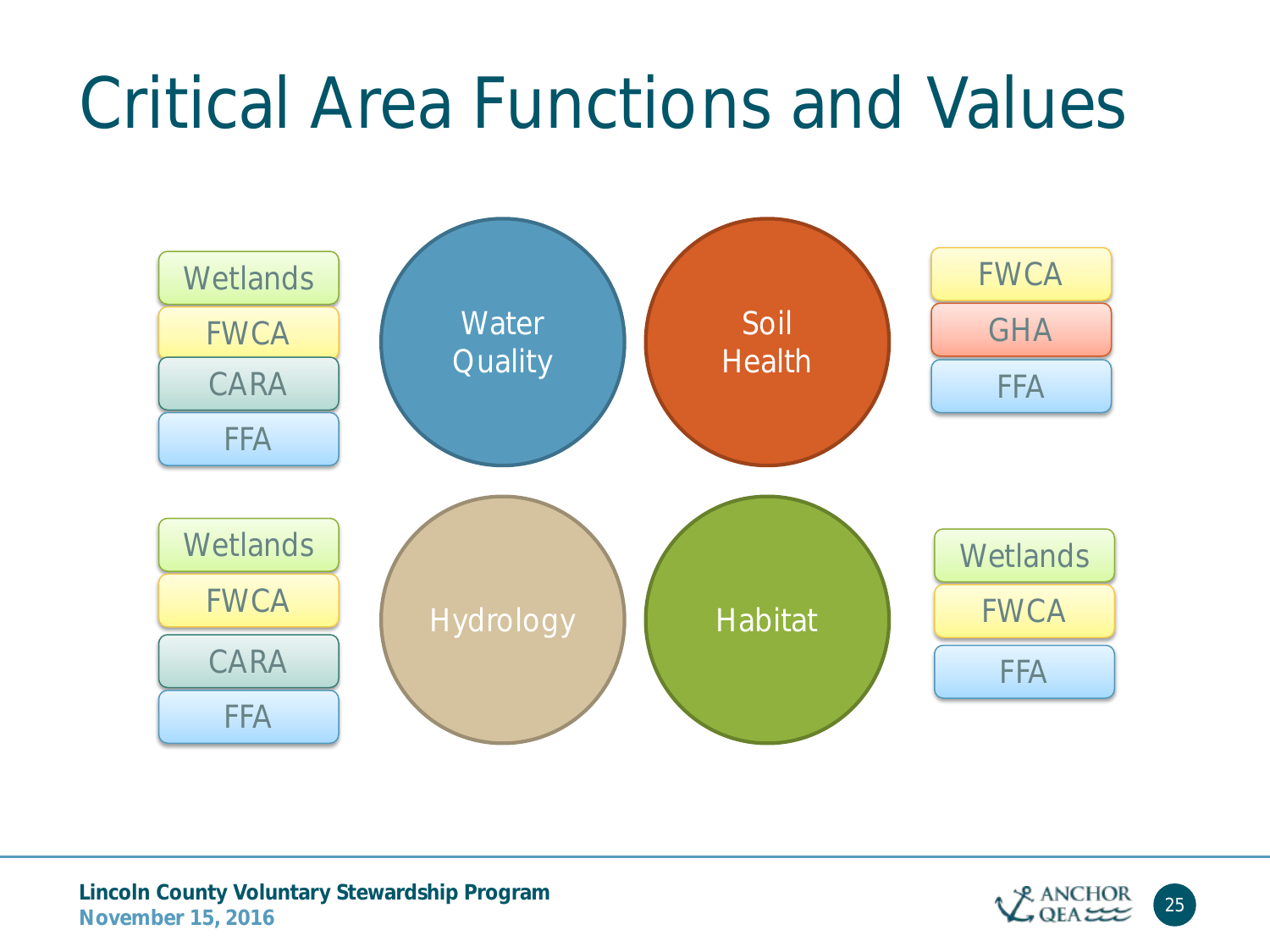# Critical Area Functions and Values

**Water Quality**
- Wetlands
- FWCA
- CARA
- FFA

**Soil Health**
- FWCA
- GHA
- FFA

**Hydrology**
- Wetlands
- FWCA
- CARA
- FFA

**Habitat**
- Wetlands
- FWCA
- FFA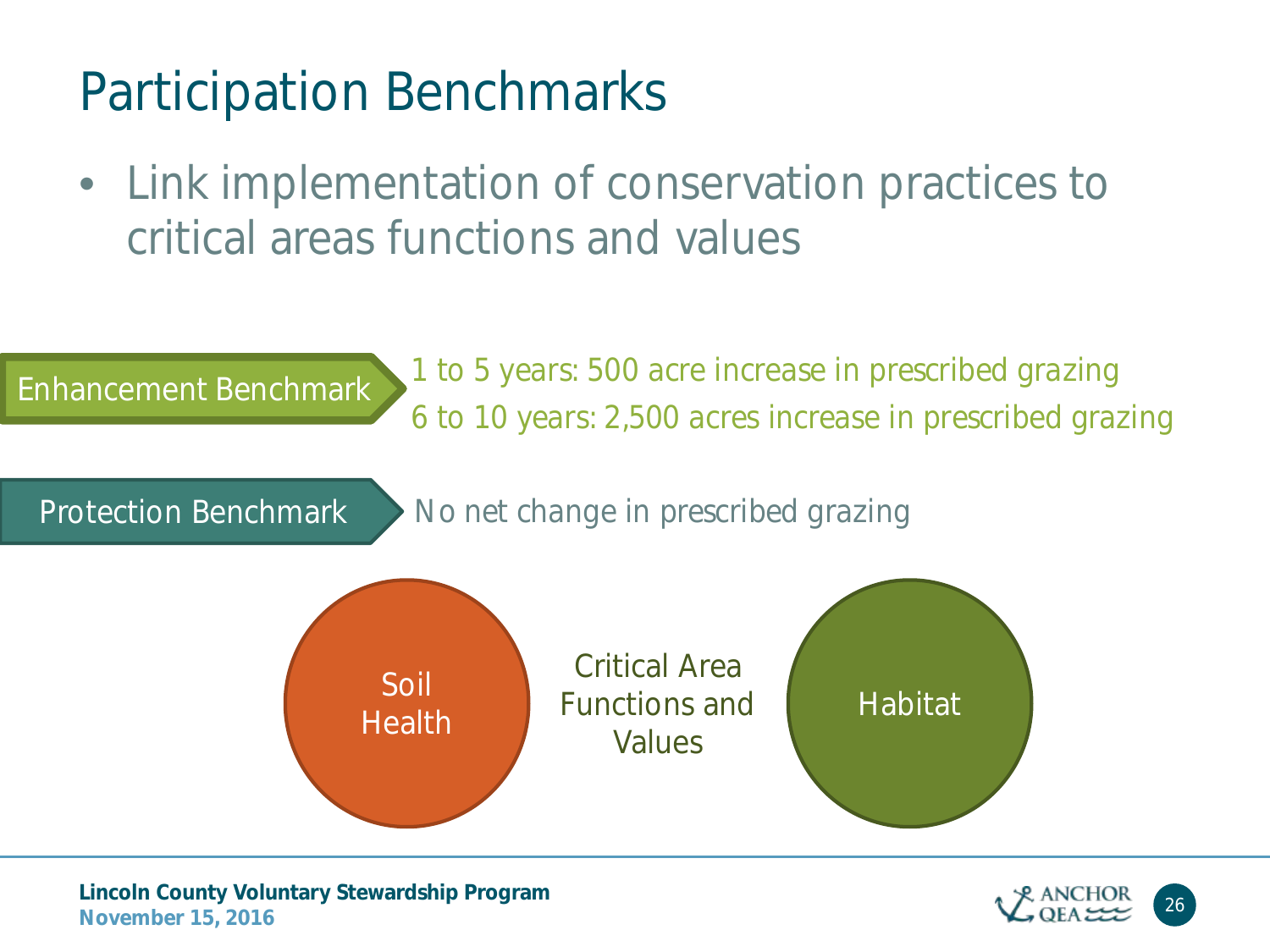# Participation Benchmarks

- Link implementation of conservation practices to critical areas functions and values

**Enhancement Benchmark**

1 to 5 years: 500 acre increase in prescribed grazing

6 to 10 years: 2,500 acres increase in prescribed grazing

**Protection Benchmark**

No net change in prescribed grazing

Soil Health

Critical Area Functions and Values

Habitat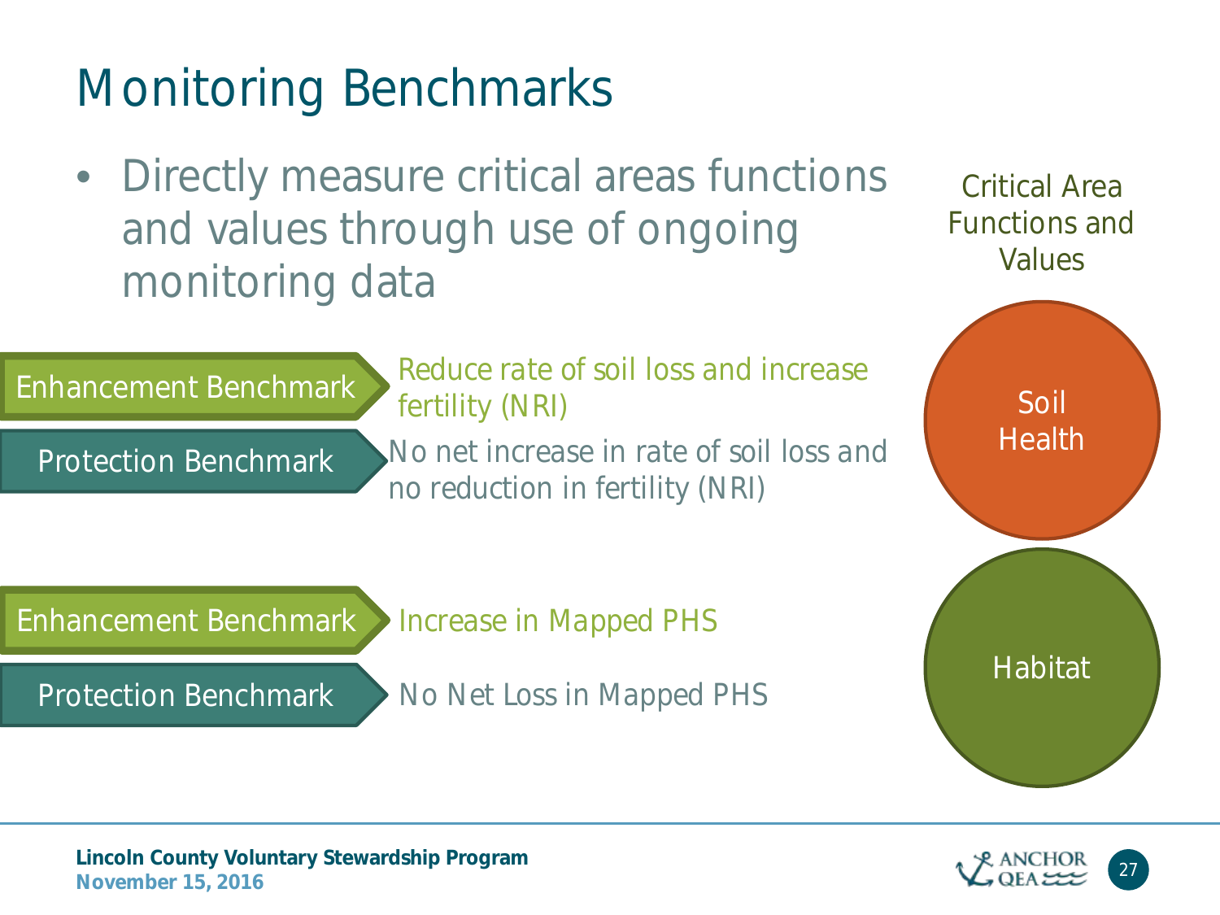# Monitoring Benchmarks

- Directly measure critical areas functions and values through use of ongoing monitoring data

**Critical Area Functions and Values**

**Soil Health**

| Benchmark | Description |
| --- | --- |
| Enhancement Benchmark | Reduce rate of soil loss and increase fertility (NRI) |
| Protection Benchmark | No net increase in rate of soil loss and no reduction in fertility (NRI) |

**Habitat**

| Benchmark | Description |
| --- | --- |
| Enhancement Benchmark | Increase in Mapped PHS |
| Protection Benchmark | No Net Loss in Mapped PHS |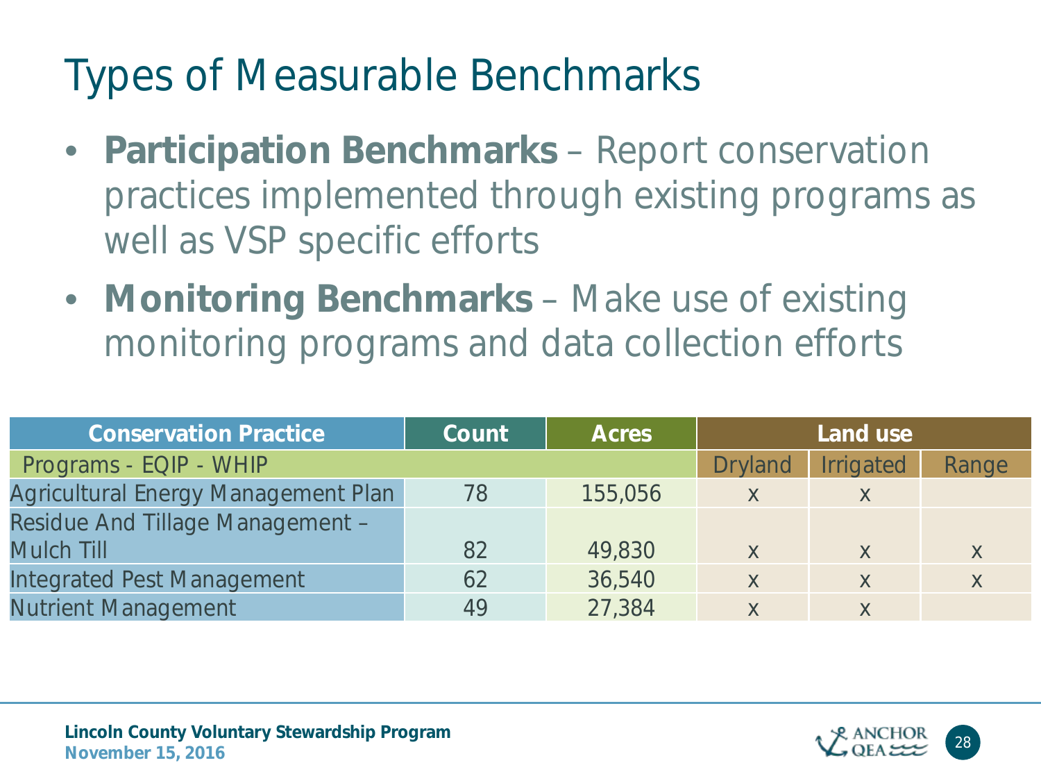# Types of Measurable Benchmarks

- **Participation Benchmarks** – Report conservation practices implemented through existing programs as well as VSP specific efforts
- **Monitoring Benchmarks** – Make use of existing monitoring programs and data collection efforts

| Conservation Practice | Count | Acres | Land use | | |
|---|---|---|---|---|---|
| Programs - EQIP - WHIP | | | Dryland | Irrigated | Range |
| Agricultural Energy Management Plan | 78 | 155,056 | x | x | |
| Residue And Tillage Management – Mulch Till | 82 | 49,830 | x | x | x |
| Integrated Pest Management | 62 | 36,540 | x | x | x |
| Nutrient Management | 49 | 27,384 | x | x | |

**Lincoln County Voluntary Stewardship Program**
**November 15, 2016**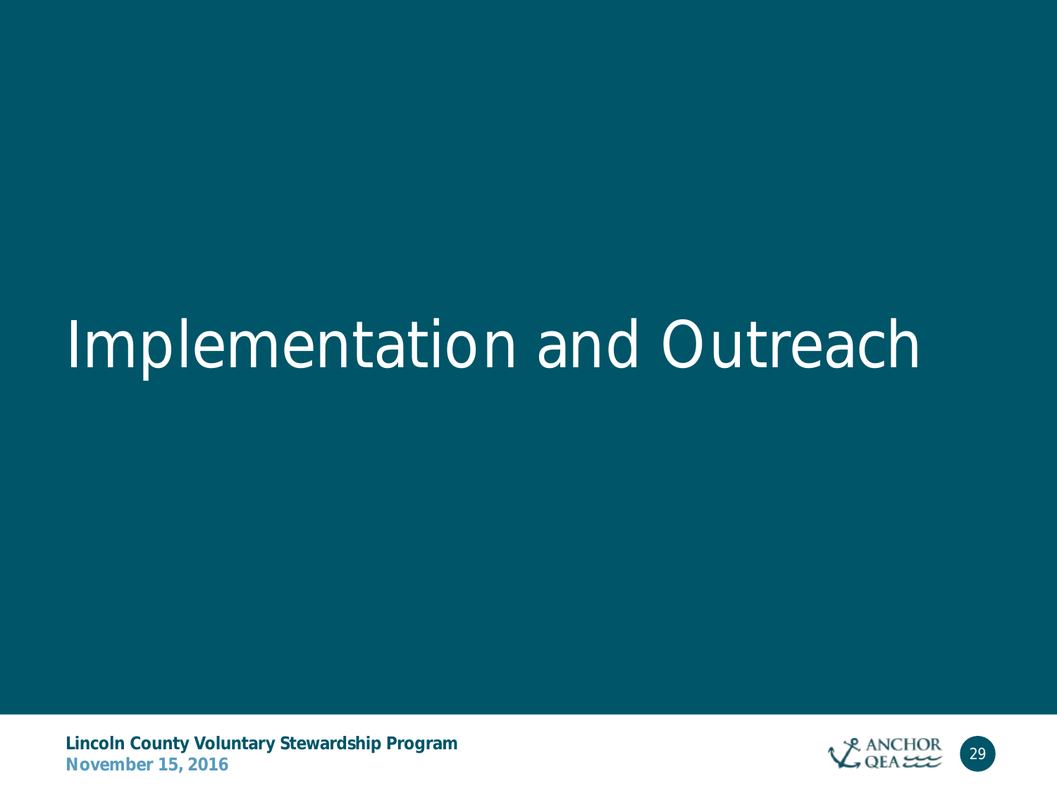# Implementation and Outreach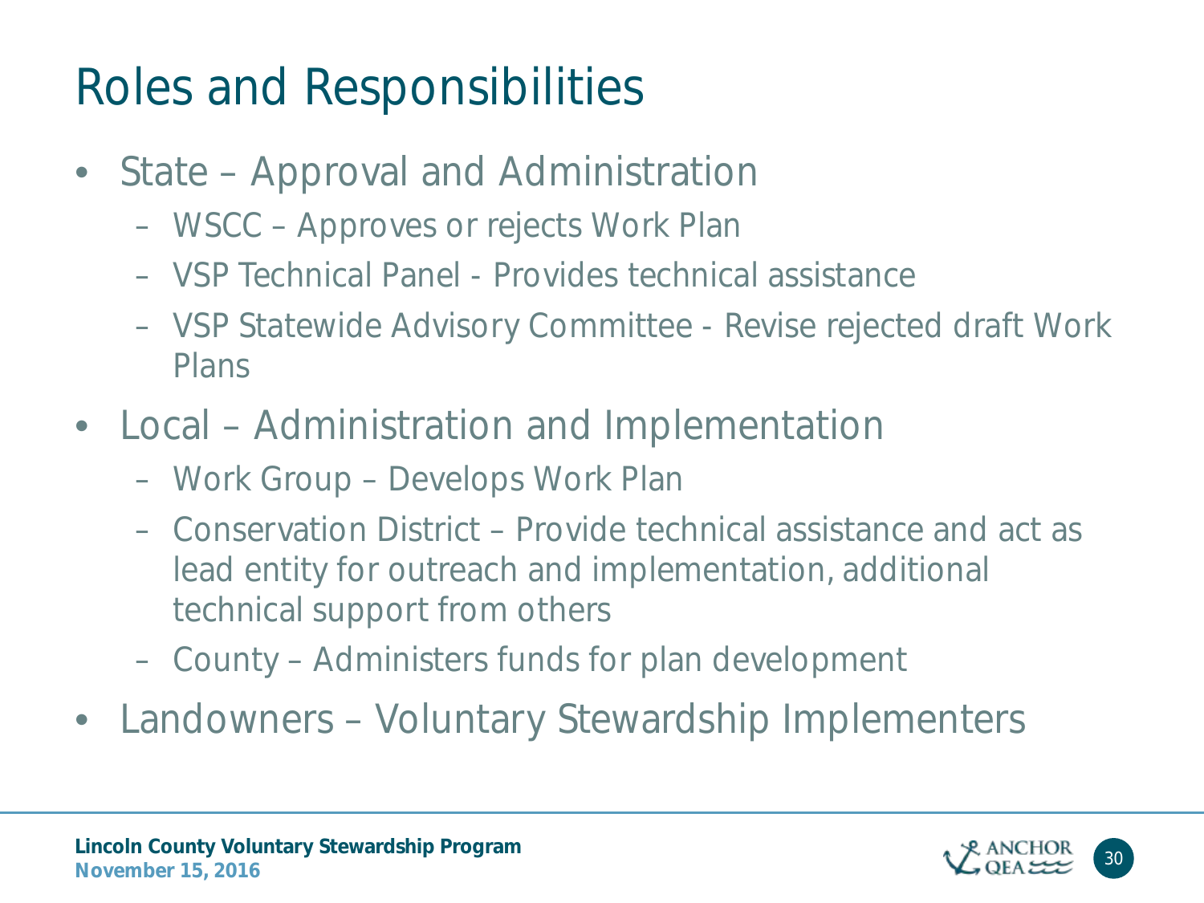# Roles and Responsibilities

- State – Approval and Administration
  - WSCC – Approves or rejects Work Plan
  - VSP Technical Panel - Provides technical assistance
  - VSP Statewide Advisory Committee - Revise rejected draft Work Plans
- Local – Administration and Implementation
  - Work Group – Develops Work Plan
  - Conservation District – Provide technical assistance and act as lead entity for outreach and implementation, additional technical support from others
  - County – Administers funds for plan development
- Landowners – Voluntary Stewardship Implementers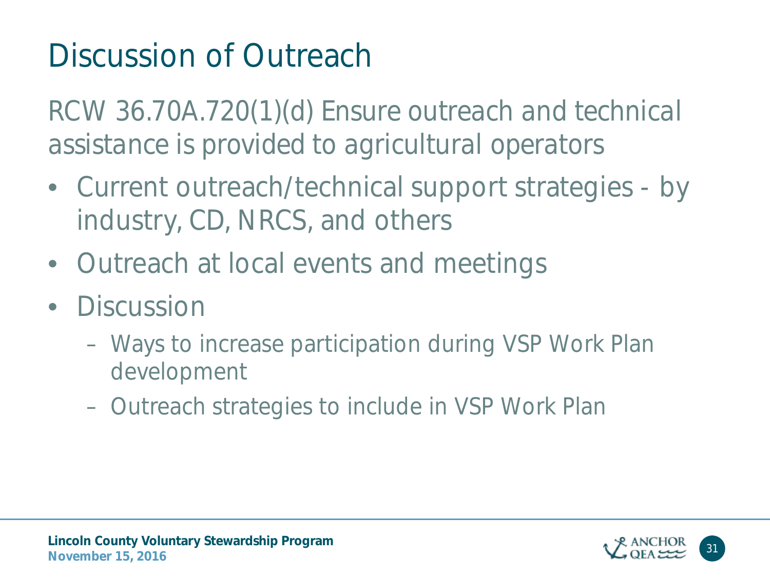# Discussion of Outreach

RCW 36.70A.720(1)(d) Ensure outreach and technical assistance is provided to agricultural operators

- Current outreach/technical support strategies - by industry, CD, NRCS, and others
- Outreach at local events and meetings
- Discussion
  - Ways to increase participation during VSP Work Plan development
  - Outreach strategies to include in VSP Work Plan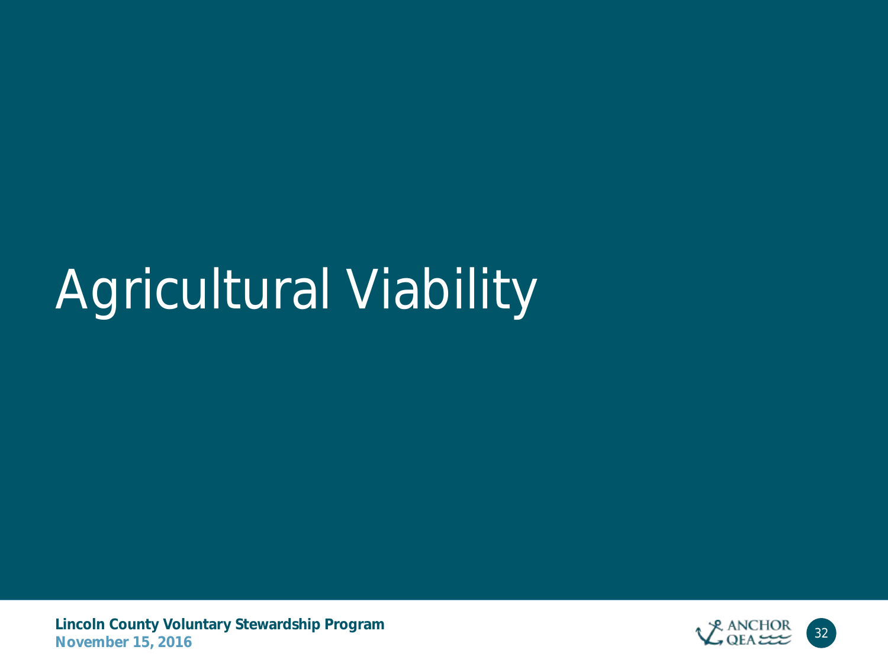# Agricultural Viability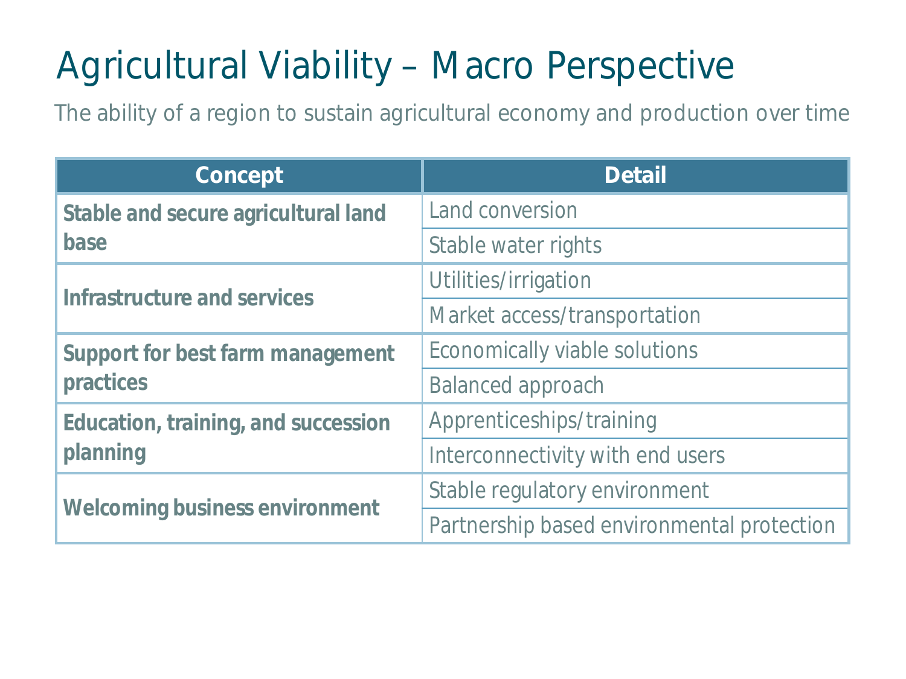# Agricultural Viability – Macro Perspective

The ability of a region to sustain agricultural economy and production over time

| Concept | Detail |
|---|---|
| **Stable and secure agricultural land base** | Land conversion |
| | Stable water rights |
| **Infrastructure and services** | Utilities/irrigation |
| | Market access/transportation |
| **Support for best farm management practices** | Economically viable solutions |
| | Balanced approach |
| **Education, training, and succession planning** | Apprenticeships/training |
| | Interconnectivity with end users |
| **Welcoming business environment** | Stable regulatory environment |
| | Partnership based environmental protection |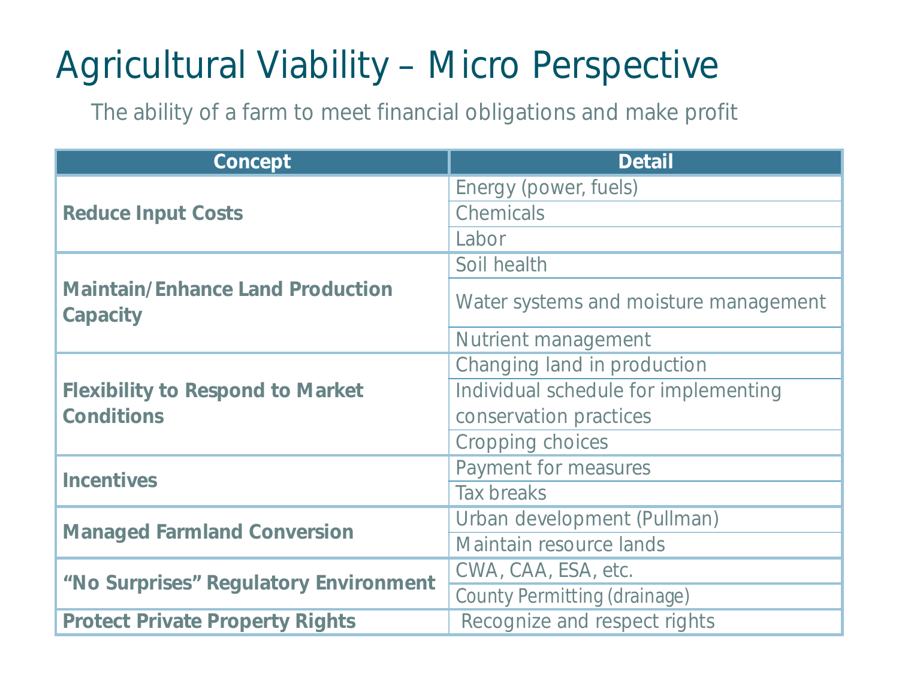# Agricultural Viability – Micro Perspective

The ability of a farm to meet financial obligations and make profit

| Concept | Detail |
|---|---|
| **Reduce Input Costs** | Energy (power, fuels) |
| | Chemicals |
| | Labor |
| **Maintain/Enhance Land Production Capacity** | Soil health |
| | Water systems and moisture management |
| | Nutrient management |
| **Flexibility to Respond to Market Conditions** | Changing land in production |
| | Individual schedule for implementing conservation practices |
| | Cropping choices |
| **Incentives** | Payment for measures |
| | Tax breaks |
| **Managed Farmland Conversion** | Urban development (Pullman) |
| | Maintain resource lands |
| **"No Surprises" Regulatory Environment** | CWA, CAA, ESA, etc. |
| | County Permitting (drainage) |
| **Protect Private Property Rights** | Recognize and respect rights |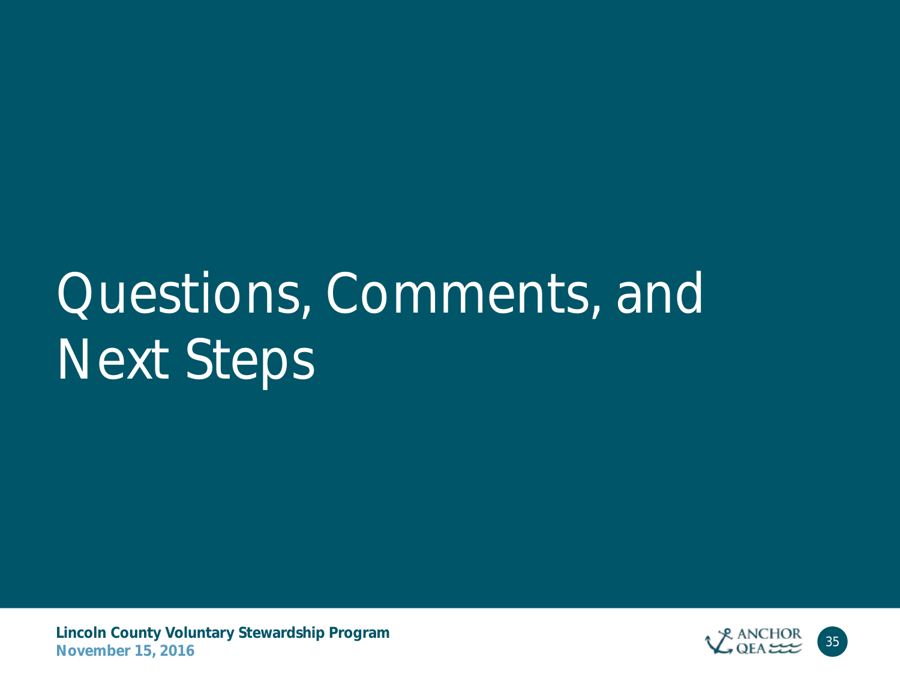# Questions, Comments, and Next Steps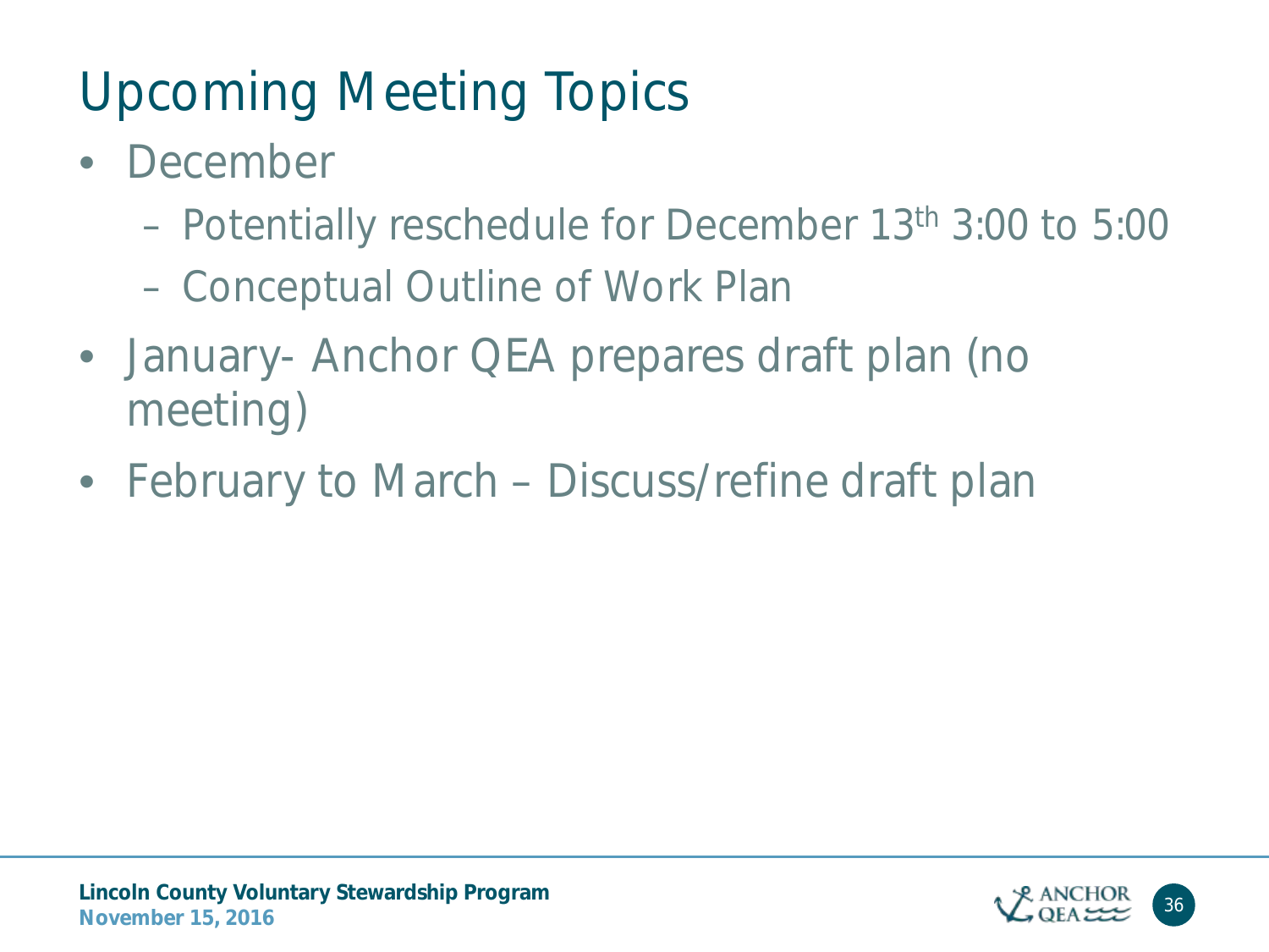# Upcoming Meeting Topics

- December
  - Potentially reschedule for December 13th 3:00 to 5:00
  - Conceptual Outline of Work Plan
- January- Anchor QEA prepares draft plan (no meeting)
- February to March – Discuss/refine draft plan